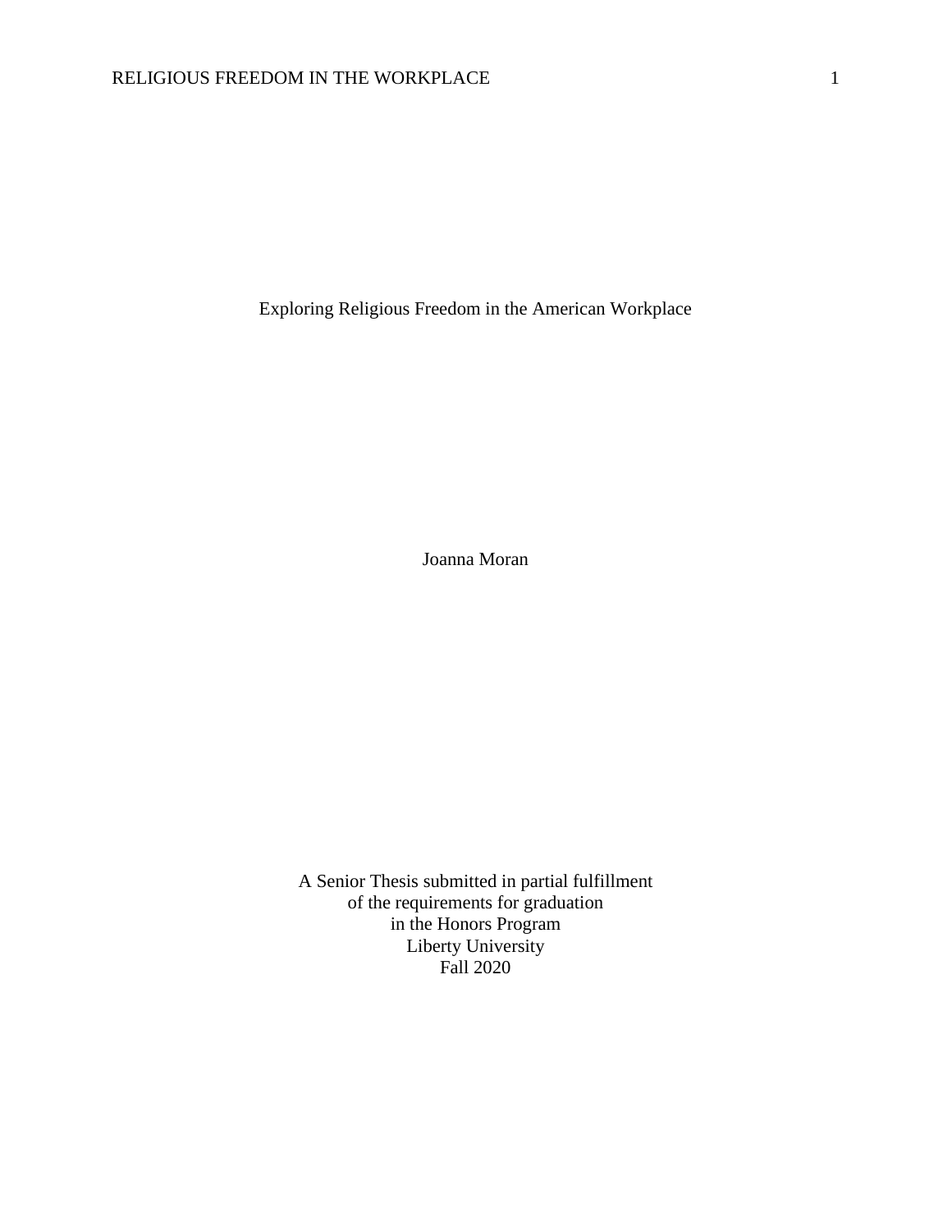# Exploring Religious Freedom in the American Workplace

Joanna Moran

A Senior Thesis submitted in partial fulfillment
of the requirements for graduation
in the Honors Program
Liberty University
Fall 2020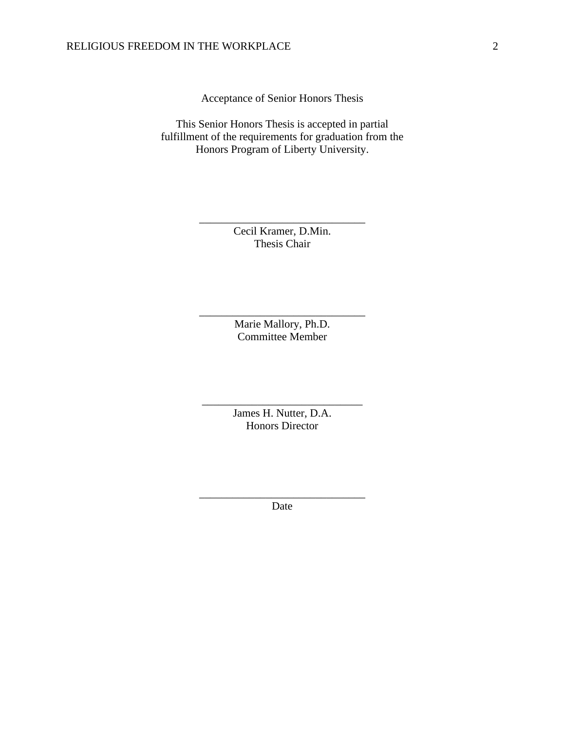Acceptance of Senior Honors Thesis

This Senior Honors Thesis is accepted in partial fulfillment of the requirements for graduation from the Honors Program of Liberty University.

______________________________
Cecil Kramer, D.Min.
Thesis Chair

______________________________
Marie Mallory, Ph.D.
Committee Member

______________________________
James H. Nutter, D.A.
Honors Director

______________________________
Date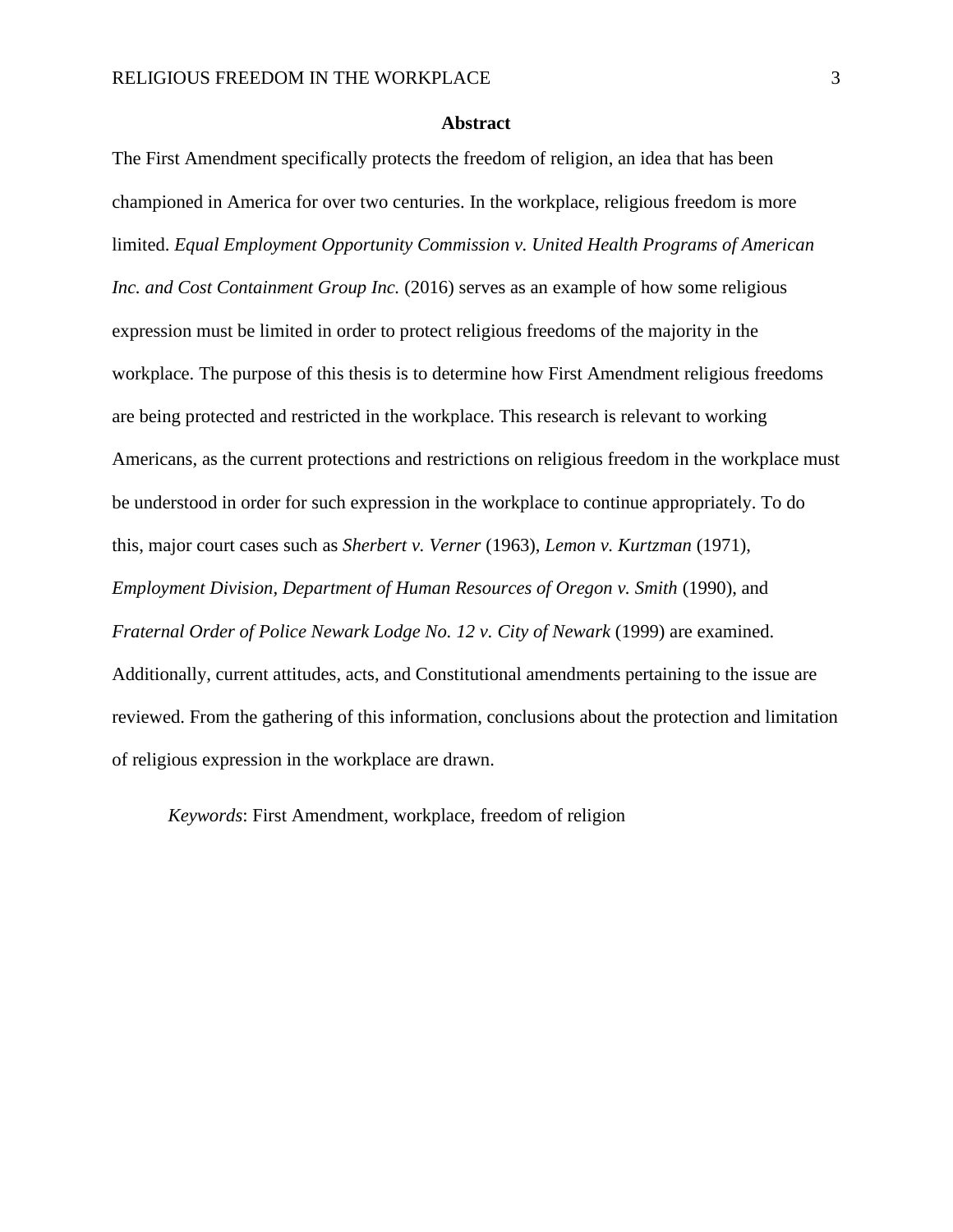# Abstract

The First Amendment specifically protects the freedom of religion, an idea that has been championed in America for over two centuries. In the workplace, religious freedom is more limited. *Equal Employment Opportunity Commission v. United Health Programs of American Inc. and Cost Containment Group Inc.* (2016) serves as an example of how some religious expression must be limited in order to protect religious freedoms of the majority in the workplace. The purpose of this thesis is to determine how First Amendment religious freedoms are being protected and restricted in the workplace. This research is relevant to working Americans, as the current protections and restrictions on religious freedom in the workplace must be understood in order for such expression in the workplace to continue appropriately. To do this, major court cases such as *Sherbert v. Verner* (1963), *Lemon v. Kurtzman* (1971), *Employment Division, Department of Human Resources of Oregon v. Smith* (1990), and *Fraternal Order of Police Newark Lodge No. 12 v. City of Newark* (1999) are examined. Additionally, current attitudes, acts, and Constitutional amendments pertaining to the issue are reviewed. From the gathering of this information, conclusions about the protection and limitation of religious expression in the workplace are drawn.

*Keywords*: First Amendment, workplace, freedom of religion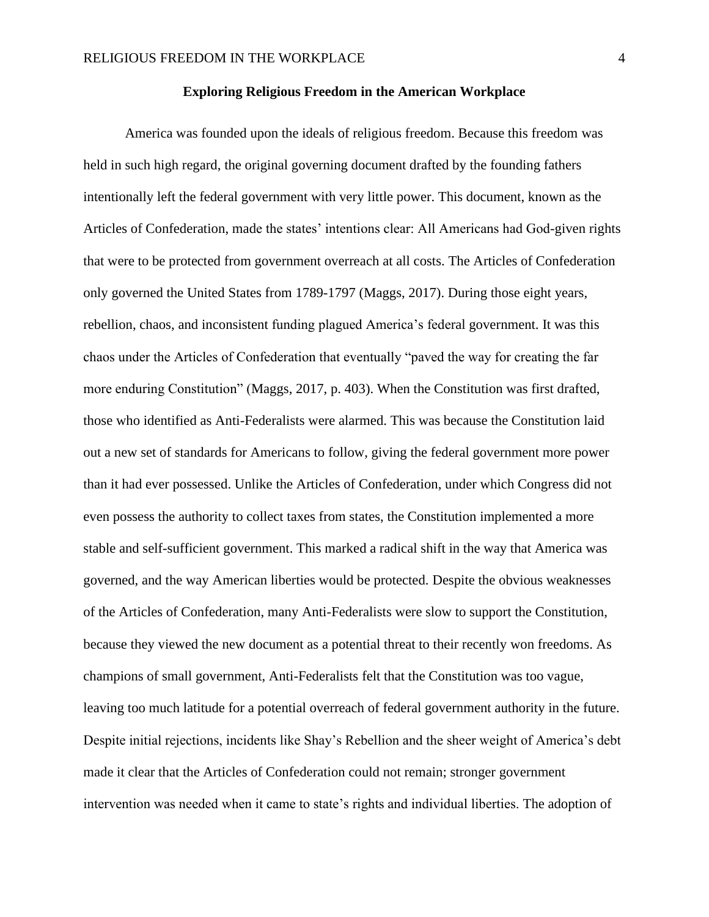**Exploring Religious Freedom in the American Workplace**

America was founded upon the ideals of religious freedom. Because this freedom was held in such high regard, the original governing document drafted by the founding fathers intentionally left the federal government with very little power. This document, known as the Articles of Confederation, made the states' intentions clear: All Americans had God-given rights that were to be protected from government overreach at all costs. The Articles of Confederation only governed the United States from 1789-1797 (Maggs, 2017). During those eight years, rebellion, chaos, and inconsistent funding plagued America's federal government. It was this chaos under the Articles of Confederation that eventually "paved the way for creating the far more enduring Constitution" (Maggs, 2017, p. 403). When the Constitution was first drafted, those who identified as Anti-Federalists were alarmed. This was because the Constitution laid out a new set of standards for Americans to follow, giving the federal government more power than it had ever possessed. Unlike the Articles of Confederation, under which Congress did not even possess the authority to collect taxes from states, the Constitution implemented a more stable and self-sufficient government. This marked a radical shift in the way that America was governed, and the way American liberties would be protected. Despite the obvious weaknesses of the Articles of Confederation, many Anti-Federalists were slow to support the Constitution, because they viewed the new document as a potential threat to their recently won freedoms. As champions of small government, Anti-Federalists felt that the Constitution was too vague, leaving too much latitude for a potential overreach of federal government authority in the future. Despite initial rejections, incidents like Shay's Rebellion and the sheer weight of America's debt made it clear that the Articles of Confederation could not remain; stronger government intervention was needed when it came to state's rights and individual liberties. The adoption of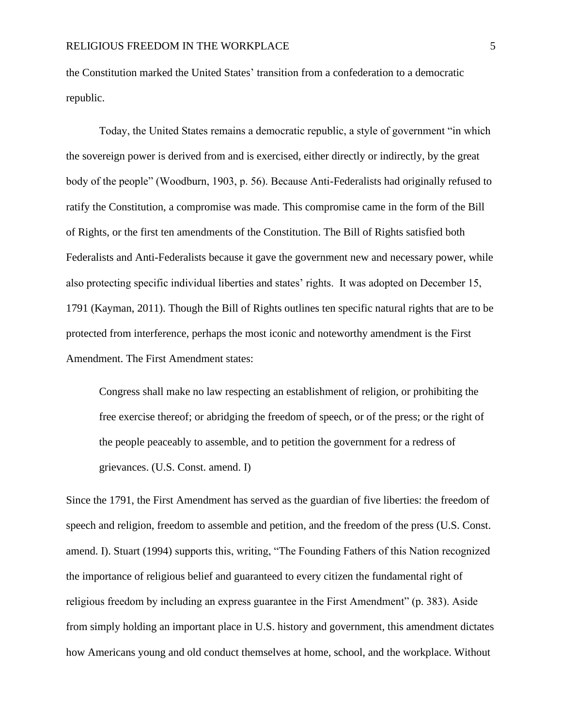the Constitution marked the United States' transition from a confederation to a democratic republic.

Today, the United States remains a democratic republic, a style of government "in which the sovereign power is derived from and is exercised, either directly or indirectly, by the great body of the people" (Woodburn, 1903, p. 56). Because Anti-Federalists had originally refused to ratify the Constitution, a compromise was made. This compromise came in the form of the Bill of Rights, or the first ten amendments of the Constitution. The Bill of Rights satisfied both Federalists and Anti-Federalists because it gave the government new and necessary power, while also protecting specific individual liberties and states' rights. It was adopted on December 15, 1791 (Kayman, 2011). Though the Bill of Rights outlines ten specific natural rights that are to be protected from interference, perhaps the most iconic and noteworthy amendment is the First Amendment. The First Amendment states:

> Congress shall make no law respecting an establishment of religion, or prohibiting the free exercise thereof; or abridging the freedom of speech, or of the press; or the right of the people peaceably to assemble, and to petition the government for a redress of grievances. (U.S. Const. amend. I)

Since the 1791, the First Amendment has served as the guardian of five liberties: the freedom of speech and religion, freedom to assemble and petition, and the freedom of the press (U.S. Const. amend. I). Stuart (1994) supports this, writing, "The Founding Fathers of this Nation recognized the importance of religious belief and guaranteed to every citizen the fundamental right of religious freedom by including an express guarantee in the First Amendment" (p. 383). Aside from simply holding an important place in U.S. history and government, this amendment dictates how Americans young and old conduct themselves at home, school, and the workplace. Without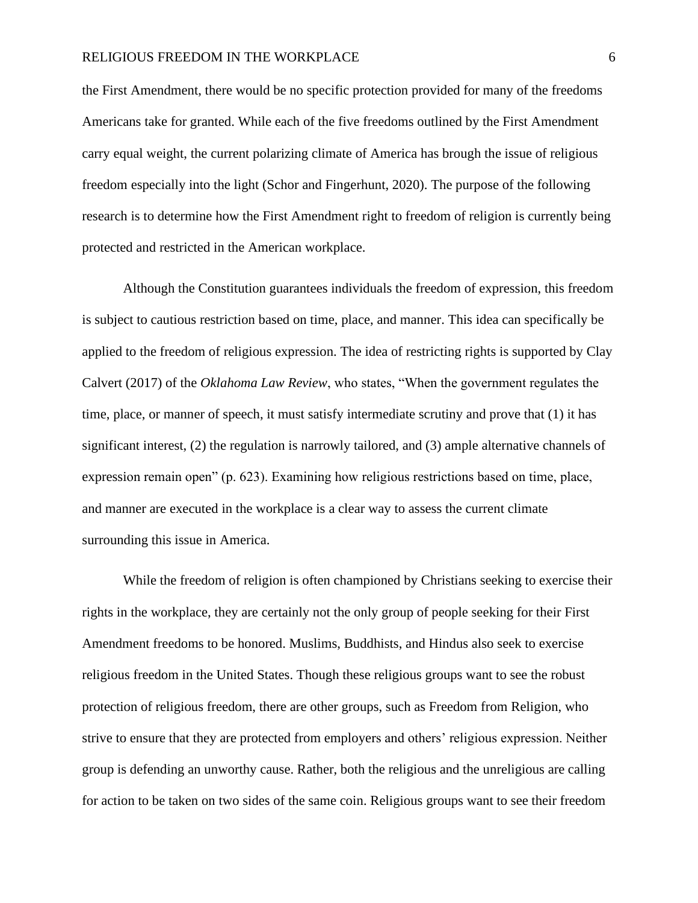the First Amendment, there would be no specific protection provided for many of the freedoms Americans take for granted. While each of the five freedoms outlined by the First Amendment carry equal weight, the current polarizing climate of America has brough the issue of religious freedom especially into the light (Schor and Fingerhunt, 2020). The purpose of the following research is to determine how the First Amendment right to freedom of religion is currently being protected and restricted in the American workplace.

Although the Constitution guarantees individuals the freedom of expression, this freedom is subject to cautious restriction based on time, place, and manner. This idea can specifically be applied to the freedom of religious expression. The idea of restricting rights is supported by Clay Calvert (2017) of the *Oklahoma Law Review*, who states, "When the government regulates the time, place, or manner of speech, it must satisfy intermediate scrutiny and prove that (1) it has significant interest, (2) the regulation is narrowly tailored, and (3) ample alternative channels of expression remain open" (p. 623). Examining how religious restrictions based on time, place, and manner are executed in the workplace is a clear way to assess the current climate surrounding this issue in America.

While the freedom of religion is often championed by Christians seeking to exercise their rights in the workplace, they are certainly not the only group of people seeking for their First Amendment freedoms to be honored. Muslims, Buddhists, and Hindus also seek to exercise religious freedom in the United States. Though these religious groups want to see the robust protection of religious freedom, there are other groups, such as Freedom from Religion, who strive to ensure that they are protected from employers and others' religious expression. Neither group is defending an unworthy cause. Rather, both the religious and the unreligious are calling for action to be taken on two sides of the same coin. Religious groups want to see their freedom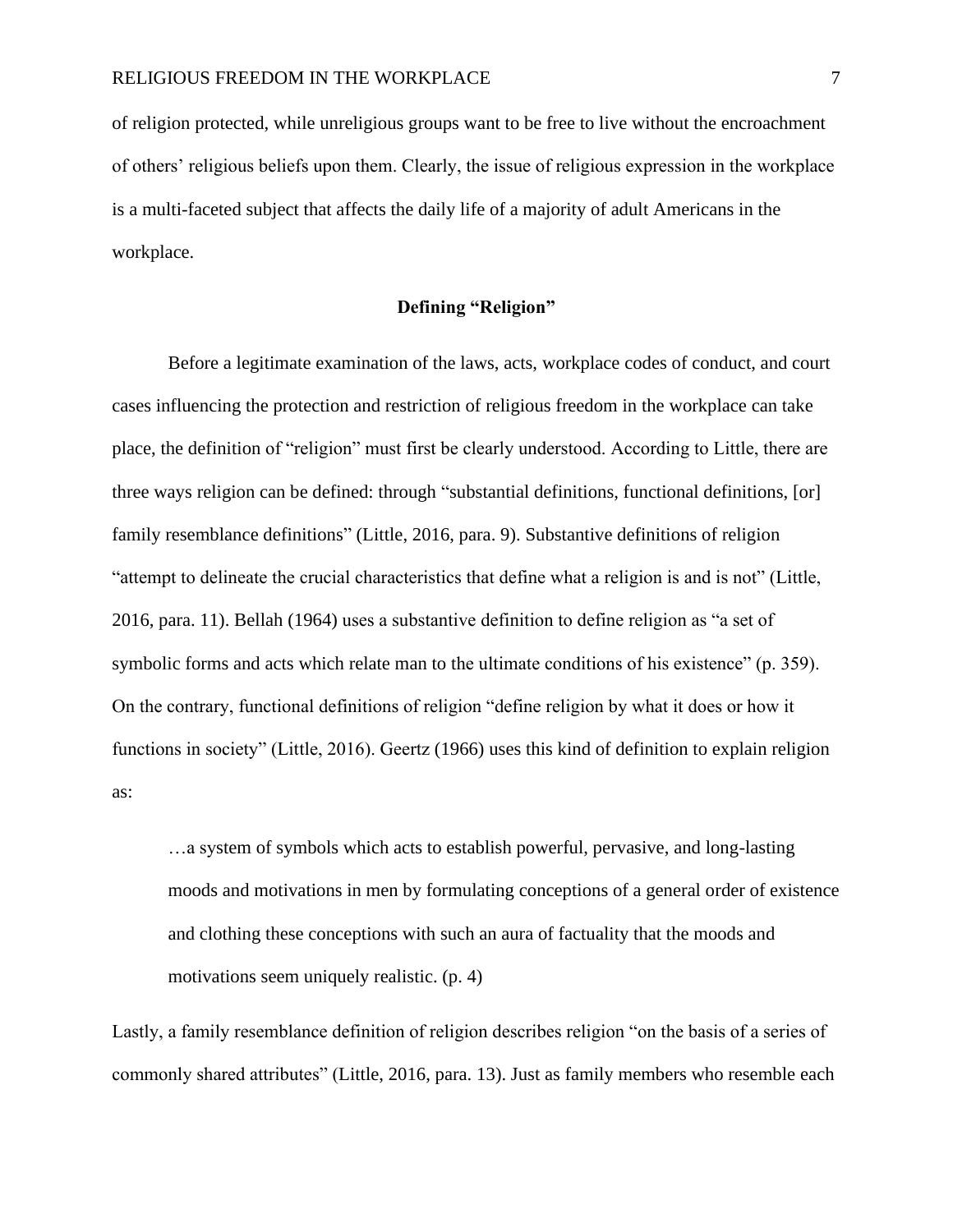of religion protected, while unreligious groups want to be free to live without the encroachment of others' religious beliefs upon them. Clearly, the issue of religious expression in the workplace is a multi-faceted subject that affects the daily life of a majority of adult Americans in the workplace.

## Defining "Religion"

Before a legitimate examination of the laws, acts, workplace codes of conduct, and court cases influencing the protection and restriction of religious freedom in the workplace can take place, the definition of "religion" must first be clearly understood. According to Little, there are three ways religion can be defined: through "substantial definitions, functional definitions, [or] family resemblance definitions" (Little, 2016, para. 9). Substantive definitions of religion "attempt to delineate the crucial characteristics that define what a religion is and is not" (Little, 2016, para. 11). Bellah (1964) uses a substantive definition to define religion as "a set of symbolic forms and acts which relate man to the ultimate conditions of his existence" (p. 359). On the contrary, functional definitions of religion "define religion by what it does or how it functions in society" (Little, 2016). Geertz (1966) uses this kind of definition to explain religion as:

> …a system of symbols which acts to establish powerful, pervasive, and long-lasting moods and motivations in men by formulating conceptions of a general order of existence and clothing these conceptions with such an aura of factuality that the moods and motivations seem uniquely realistic. (p. 4)

Lastly, a family resemblance definition of religion describes religion "on the basis of a series of commonly shared attributes" (Little, 2016, para. 13). Just as family members who resemble each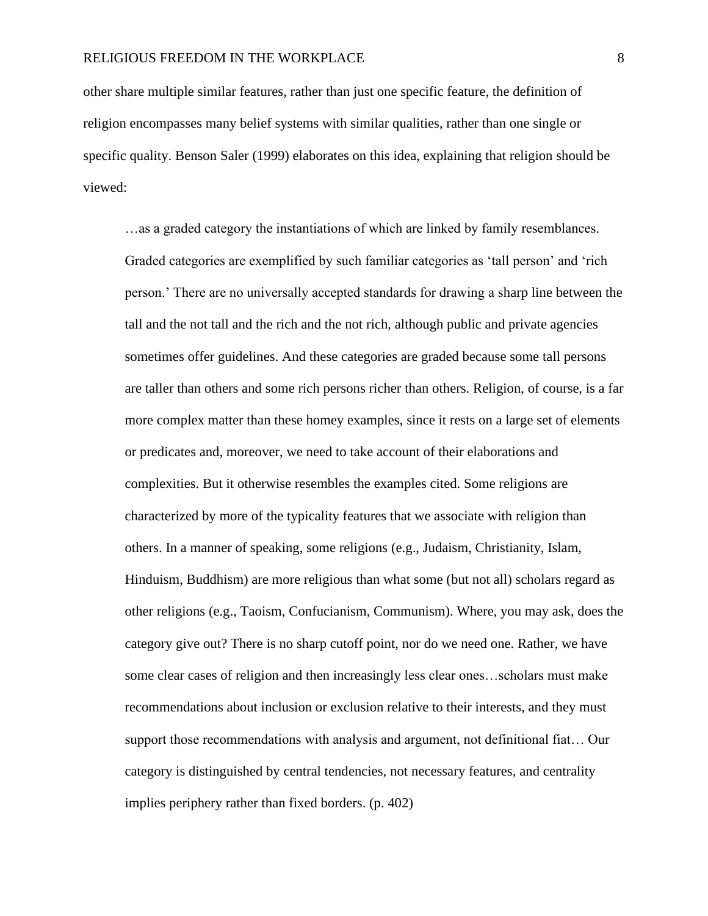other share multiple similar features, rather than just one specific feature, the definition of religion encompasses many belief systems with similar qualities, rather than one single or specific quality. Benson Saler (1999) elaborates on this idea, explaining that religion should be viewed:

> …as a graded category the instantiations of which are linked by family resemblances. Graded categories are exemplified by such familiar categories as 'tall person' and 'rich person.' There are no universally accepted standards for drawing a sharp line between the tall and the not tall and the rich and the not rich, although public and private agencies sometimes offer guidelines. And these categories are graded because some tall persons are taller than others and some rich persons richer than others. Religion, of course, is a far more complex matter than these homey examples, since it rests on a large set of elements or predicates and, moreover, we need to take account of their elaborations and complexities. But it otherwise resembles the examples cited. Some religions are characterized by more of the typicality features that we associate with religion than others. In a manner of speaking, some religions (e.g., Judaism, Christianity, Islam, Hinduism, Buddhism) are more religious than what some (but not all) scholars regard as other religions (e.g., Taoism, Confucianism, Communism). Where, you may ask, does the category give out? There is no sharp cutoff point, nor do we need one. Rather, we have some clear cases of religion and then increasingly less clear ones…scholars must make recommendations about inclusion or exclusion relative to their interests, and they must support those recommendations with analysis and argument, not definitional fiat… Our category is distinguished by central tendencies, not necessary features, and centrality implies periphery rather than fixed borders. (p. 402)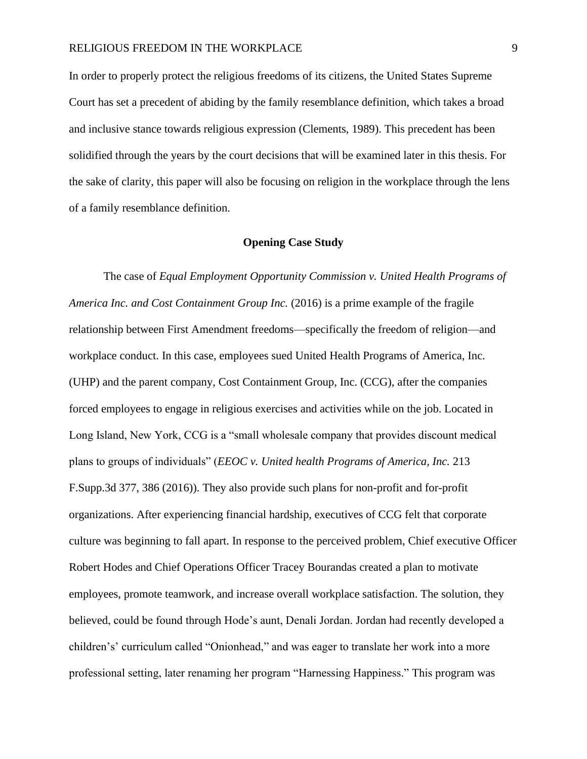In order to properly protect the religious freedoms of its citizens, the United States Supreme Court has set a precedent of abiding by the family resemblance definition, which takes a broad and inclusive stance towards religious expression (Clements, 1989). This precedent has been solidified through the years by the court decisions that will be examined later in this thesis. For the sake of clarity, this paper will also be focusing on religion in the workplace through the lens of a family resemblance definition.

## Opening Case Study

The case of *Equal Employment Opportunity Commission v. United Health Programs of America Inc. and Cost Containment Group Inc.* (2016) is a prime example of the fragile relationship between First Amendment freedoms—specifically the freedom of religion—and workplace conduct. In this case, employees sued United Health Programs of America, Inc. (UHP) and the parent company, Cost Containment Group, Inc. (CCG), after the companies forced employees to engage in religious exercises and activities while on the job. Located in Long Island, New York, CCG is a "small wholesale company that provides discount medical plans to groups of individuals" (*EEOC v. United health Programs of America, Inc.* 213 F.Supp.3d 377, 386 (2016)). They also provide such plans for non-profit and for-profit organizations. After experiencing financial hardship, executives of CCG felt that corporate culture was beginning to fall apart. In response to the perceived problem, Chief executive Officer Robert Hodes and Chief Operations Officer Tracey Bourandas created a plan to motivate employees, promote teamwork, and increase overall workplace satisfaction. The solution, they believed, could be found through Hode's aunt, Denali Jordan. Jordan had recently developed a children's' curriculum called "Onionhead," and was eager to translate her work into a more professional setting, later renaming her program "Harnessing Happiness." This program was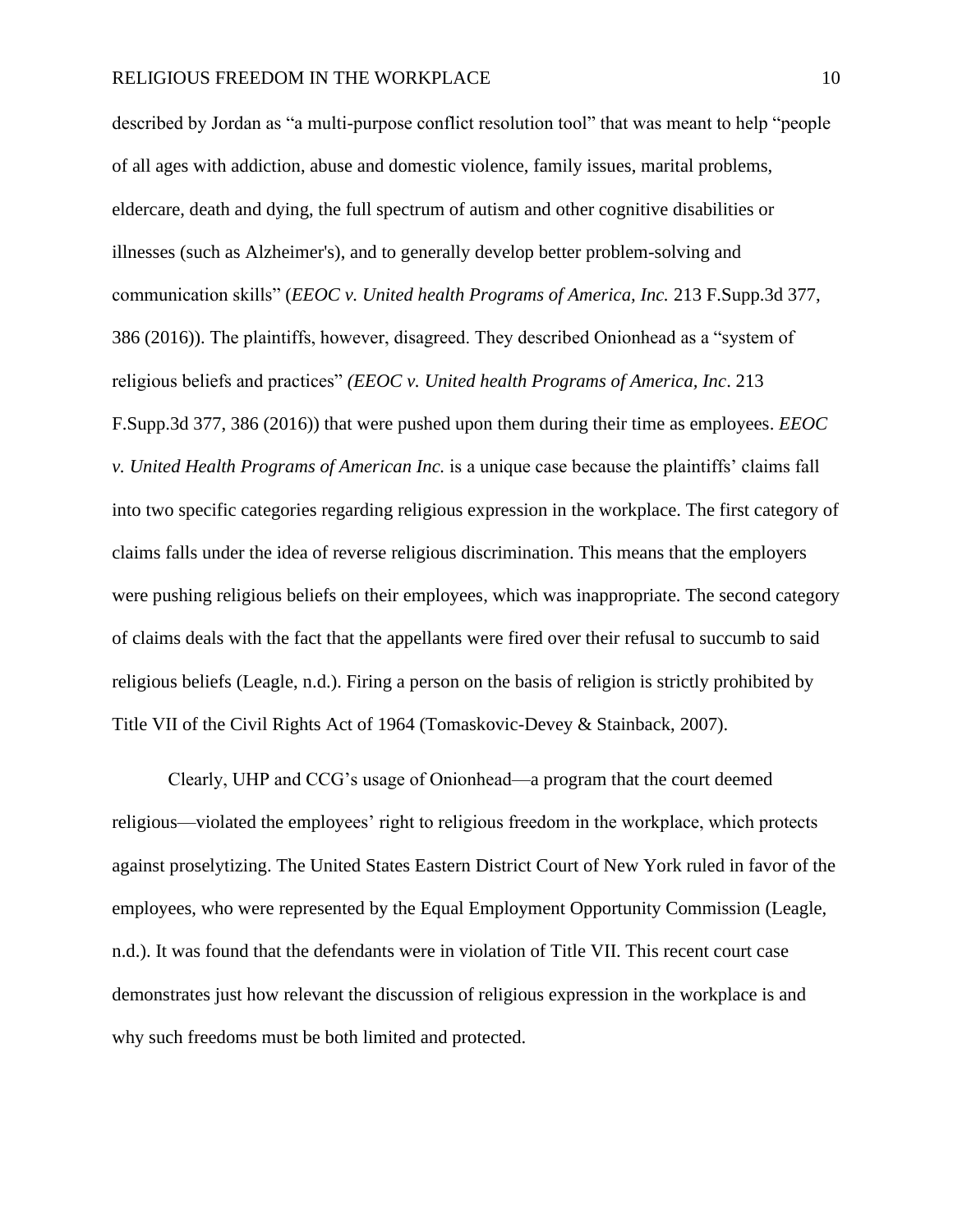described by Jordan as “a multi-purpose conflict resolution tool” that was meant to help “people of all ages with addiction, abuse and domestic violence, family issues, marital problems, eldercare, death and dying, the full spectrum of autism and other cognitive disabilities or illnesses (such as Alzheimer's), and to generally develop better problem-solving and communication skills” (*EEOC v. United health Programs of America, Inc.* 213 F.Supp.3d 377, 386 (2016)). The plaintiffs, however, disagreed. They described Onionhead as a “system of religious beliefs and practices” *(EEOC v. United health Programs of America, Inc*. 213 F.Supp.3d 377, 386 (2016)) that were pushed upon them during their time as employees. *EEOC v. United Health Programs of American Inc.* is a unique case because the plaintiffs’ claims fall into two specific categories regarding religious expression in the workplace. The first category of claims falls under the idea of reverse religious discrimination. This means that the employers were pushing religious beliefs on their employees, which was inappropriate. The second category of claims deals with the fact that the appellants were fired over their refusal to succumb to said religious beliefs (Leagle, n.d.). Firing a person on the basis of religion is strictly prohibited by Title VII of the Civil Rights Act of 1964 (Tomaskovic-Devey & Stainback, 2007).

Clearly, UHP and CCG’s usage of Onionhead—a program that the court deemed religious—violated the employees’ right to religious freedom in the workplace, which protects against proselytizing. The United States Eastern District Court of New York ruled in favor of the employees, who were represented by the Equal Employment Opportunity Commission (Leagle, n.d.). It was found that the defendants were in violation of Title VII. This recent court case demonstrates just how relevant the discussion of religious expression in the workplace is and why such freedoms must be both limited and protected.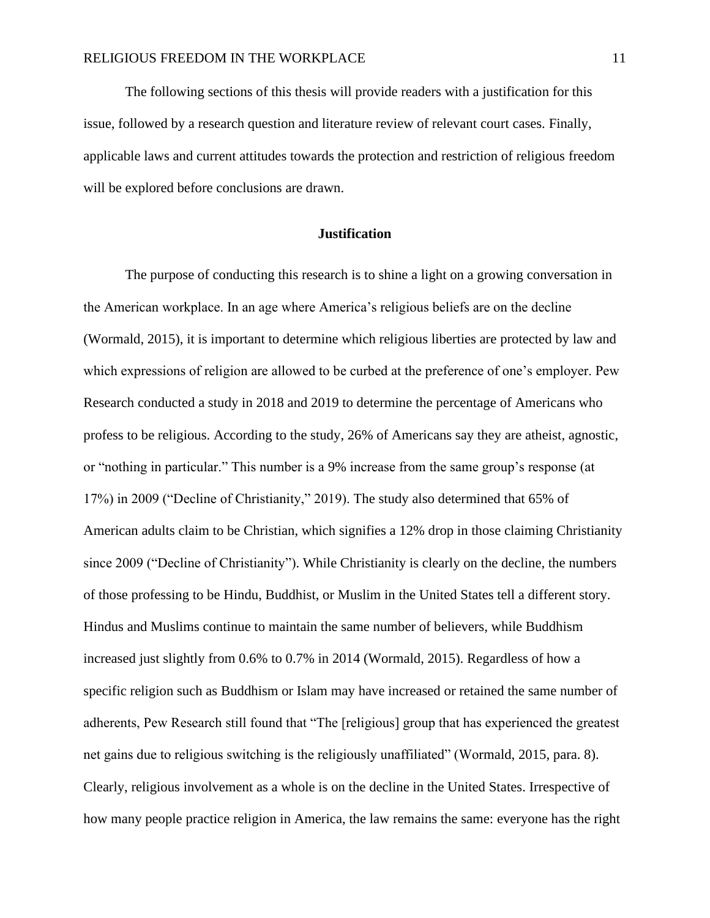The following sections of this thesis will provide readers with a justification for this issue, followed by a research question and literature review of relevant court cases. Finally, applicable laws and current attitudes towards the protection and restriction of religious freedom will be explored before conclusions are drawn.

## Justification

The purpose of conducting this research is to shine a light on a growing conversation in the American workplace. In an age where America's religious beliefs are on the decline (Wormald, 2015), it is important to determine which religious liberties are protected by law and which expressions of religion are allowed to be curbed at the preference of one's employer. Pew Research conducted a study in 2018 and 2019 to determine the percentage of Americans who profess to be religious. According to the study, 26% of Americans say they are atheist, agnostic, or "nothing in particular." This number is a 9% increase from the same group's response (at 17%) in 2009 ("Decline of Christianity," 2019). The study also determined that 65% of American adults claim to be Christian, which signifies a 12% drop in those claiming Christianity since 2009 ("Decline of Christianity"). While Christianity is clearly on the decline, the numbers of those professing to be Hindu, Buddhist, or Muslim in the United States tell a different story. Hindus and Muslims continue to maintain the same number of believers, while Buddhism increased just slightly from 0.6% to 0.7% in 2014 (Wormald, 2015). Regardless of how a specific religion such as Buddhism or Islam may have increased or retained the same number of adherents, Pew Research still found that "The [religious] group that has experienced the greatest net gains due to religious switching is the religiously unaffiliated" (Wormald, 2015, para. 8). Clearly, religious involvement as a whole is on the decline in the United States. Irrespective of how many people practice religion in America, the law remains the same: everyone has the right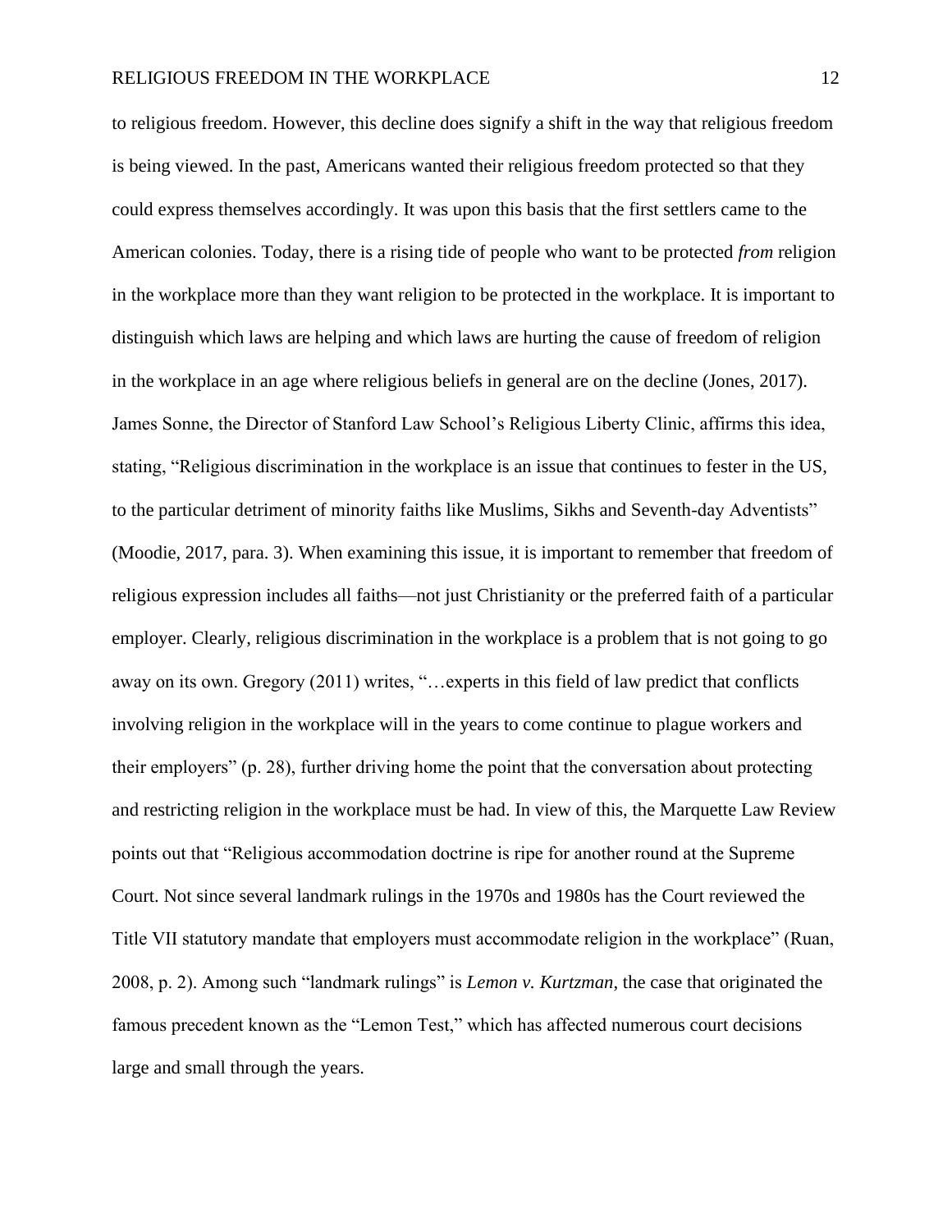to religious freedom. However, this decline does signify a shift in the way that religious freedom is being viewed. In the past, Americans wanted their religious freedom protected so that they could express themselves accordingly. It was upon this basis that the first settlers came to the American colonies. Today, there is a rising tide of people who want to be protected *from* religion in the workplace more than they want religion to be protected in the workplace. It is important to distinguish which laws are helping and which laws are hurting the cause of freedom of religion in the workplace in an age where religious beliefs in general are on the decline (Jones, 2017). James Sonne, the Director of Stanford Law School's Religious Liberty Clinic, affirms this idea, stating, "Religious discrimination in the workplace is an issue that continues to fester in the US, to the particular detriment of minority faiths like Muslims, Sikhs and Seventh-day Adventists" (Moodie, 2017, para. 3). When examining this issue, it is important to remember that freedom of religious expression includes all faiths—not just Christianity or the preferred faith of a particular employer. Clearly, religious discrimination in the workplace is a problem that is not going to go away on its own. Gregory (2011) writes, "…experts in this field of law predict that conflicts involving religion in the workplace will in the years to come continue to plague workers and their employers" (p. 28), further driving home the point that the conversation about protecting and restricting religion in the workplace must be had. In view of this, the Marquette Law Review points out that "Religious accommodation doctrine is ripe for another round at the Supreme Court. Not since several landmark rulings in the 1970s and 1980s has the Court reviewed the Title VII statutory mandate that employers must accommodate religion in the workplace" (Ruan, 2008, p. 2). Among such "landmark rulings" is *Lemon v. Kurtzman*, the case that originated the famous precedent known as the "Lemon Test," which has affected numerous court decisions large and small through the years.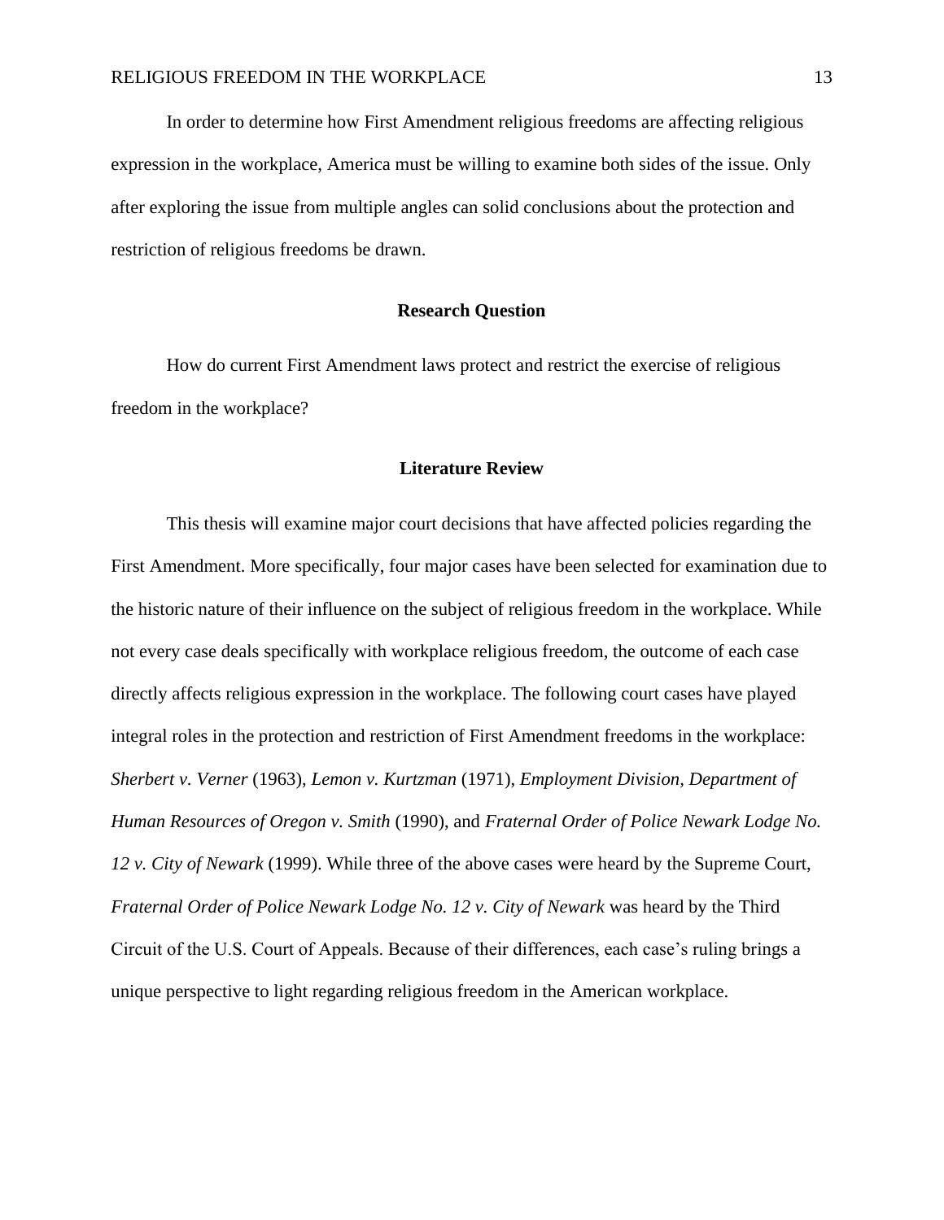In order to determine how First Amendment religious freedoms are affecting religious expression in the workplace, America must be willing to examine both sides of the issue. Only after exploring the issue from multiple angles can solid conclusions about the protection and restriction of religious freedoms be drawn.

## Research Question

How do current First Amendment laws protect and restrict the exercise of religious freedom in the workplace?

## Literature Review

This thesis will examine major court decisions that have affected policies regarding the First Amendment. More specifically, four major cases have been selected for examination due to the historic nature of their influence on the subject of religious freedom in the workplace. While not every case deals specifically with workplace religious freedom, the outcome of each case directly affects religious expression in the workplace. The following court cases have played integral roles in the protection and restriction of First Amendment freedoms in the workplace: *Sherbert v. Verner* (1963), *Lemon v. Kurtzman* (1971), *Employment Division, Department of Human Resources of Oregon v. Smith* (1990), and *Fraternal Order of Police Newark Lodge No. 12 v. City of Newark* (1999). While three of the above cases were heard by the Supreme Court, *Fraternal Order of Police Newark Lodge No. 12 v. City of Newark* was heard by the Third Circuit of the U.S. Court of Appeals. Because of their differences, each case's ruling brings a unique perspective to light regarding religious freedom in the American workplace.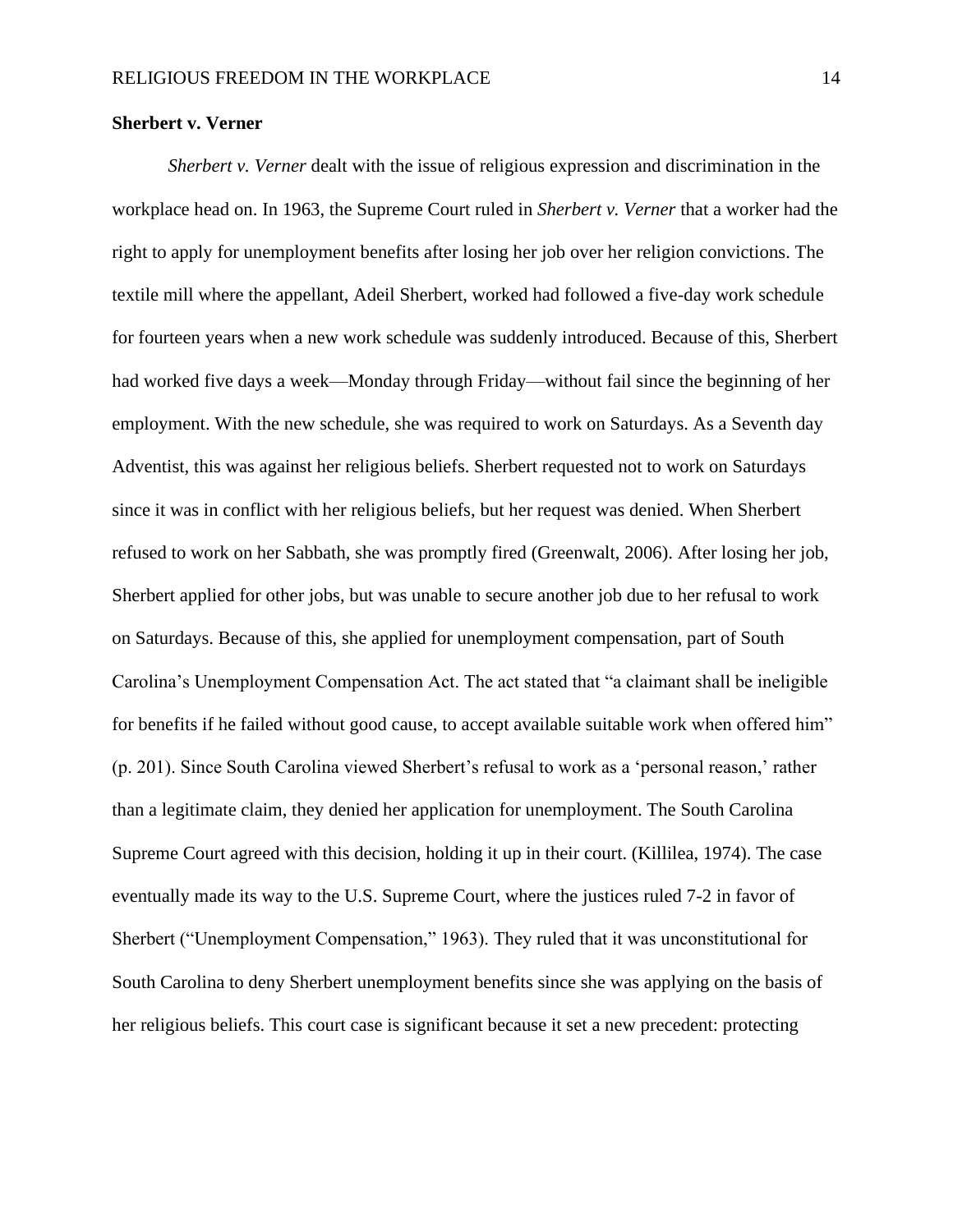**Sherbert v. Verner**

*Sherbert v. Verner* dealt with the issue of religious expression and discrimination in the workplace head on. In 1963, the Supreme Court ruled in *Sherbert v. Verner* that a worker had the right to apply for unemployment benefits after losing her job over her religion convictions. The textile mill where the appellant, Adeil Sherbert, worked had followed a five-day work schedule for fourteen years when a new work schedule was suddenly introduced. Because of this, Sherbert had worked five days a week—Monday through Friday—without fail since the beginning of her employment. With the new schedule, she was required to work on Saturdays. As a Seventh day Adventist, this was against her religious beliefs. Sherbert requested not to work on Saturdays since it was in conflict with her religious beliefs, but her request was denied. When Sherbert refused to work on her Sabbath, she was promptly fired (Greenwalt, 2006). After losing her job, Sherbert applied for other jobs, but was unable to secure another job due to her refusal to work on Saturdays. Because of this, she applied for unemployment compensation, part of South Carolina's Unemployment Compensation Act. The act stated that "a claimant shall be ineligible for benefits if he failed without good cause, to accept available suitable work when offered him" (p. 201). Since South Carolina viewed Sherbert's refusal to work as a 'personal reason,' rather than a legitimate claim, they denied her application for unemployment. The South Carolina Supreme Court agreed with this decision, holding it up in their court. (Killilea, 1974). The case eventually made its way to the U.S. Supreme Court, where the justices ruled 7-2 in favor of Sherbert ("Unemployment Compensation," 1963). They ruled that it was unconstitutional for South Carolina to deny Sherbert unemployment benefits since she was applying on the basis of her religious beliefs. This court case is significant because it set a new precedent: protecting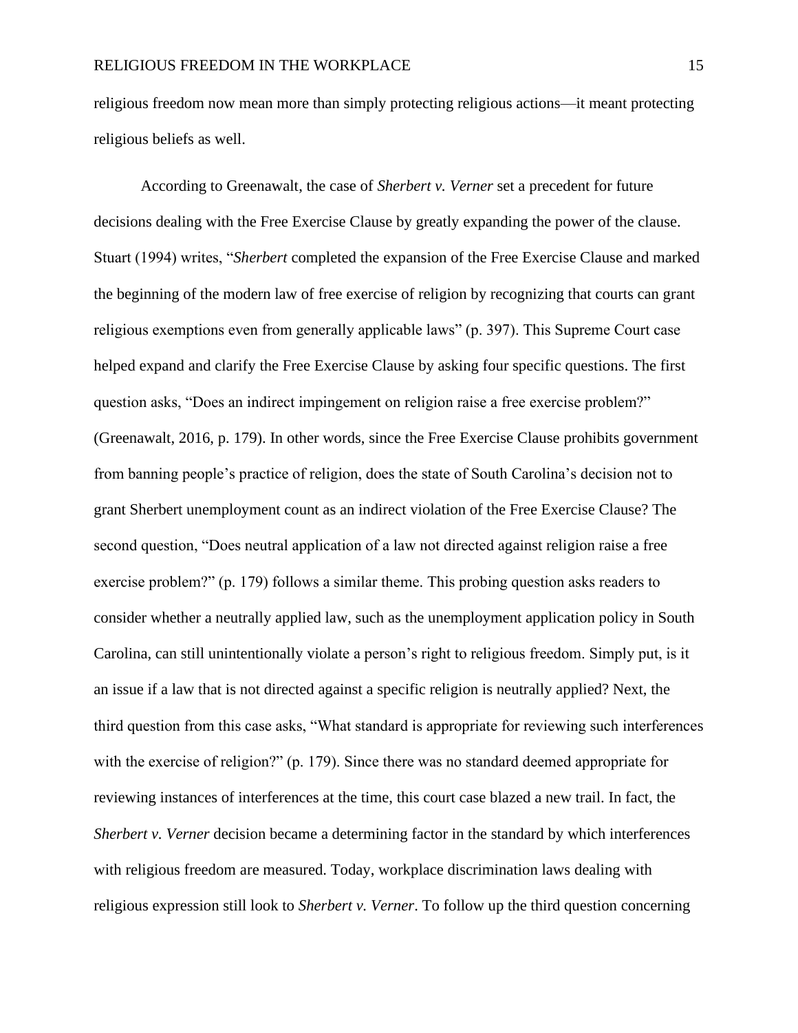religious freedom now mean more than simply protecting religious actions—it meant protecting religious beliefs as well.

According to Greenawalt, the case of *Sherbert v. Verner* set a precedent for future decisions dealing with the Free Exercise Clause by greatly expanding the power of the clause. Stuart (1994) writes, "*Sherbert* completed the expansion of the Free Exercise Clause and marked the beginning of the modern law of free exercise of religion by recognizing that courts can grant religious exemptions even from generally applicable laws" (p. 397). This Supreme Court case helped expand and clarify the Free Exercise Clause by asking four specific questions. The first question asks, "Does an indirect impingement on religion raise a free exercise problem?" (Greenawalt, 2016, p. 179). In other words, since the Free Exercise Clause prohibits government from banning people's practice of religion, does the state of South Carolina's decision not to grant Sherbert unemployment count as an indirect violation of the Free Exercise Clause? The second question, "Does neutral application of a law not directed against religion raise a free exercise problem?" (p. 179) follows a similar theme. This probing question asks readers to consider whether a neutrally applied law, such as the unemployment application policy in South Carolina, can still unintentionally violate a person's right to religious freedom. Simply put, is it an issue if a law that is not directed against a specific religion is neutrally applied? Next, the third question from this case asks, "What standard is appropriate for reviewing such interferences with the exercise of religion?" (p. 179). Since there was no standard deemed appropriate for reviewing instances of interferences at the time, this court case blazed a new trail. In fact, the *Sherbert v. Verner* decision became a determining factor in the standard by which interferences with religious freedom are measured. Today, workplace discrimination laws dealing with religious expression still look to *Sherbert v. Verner*. To follow up the third question concerning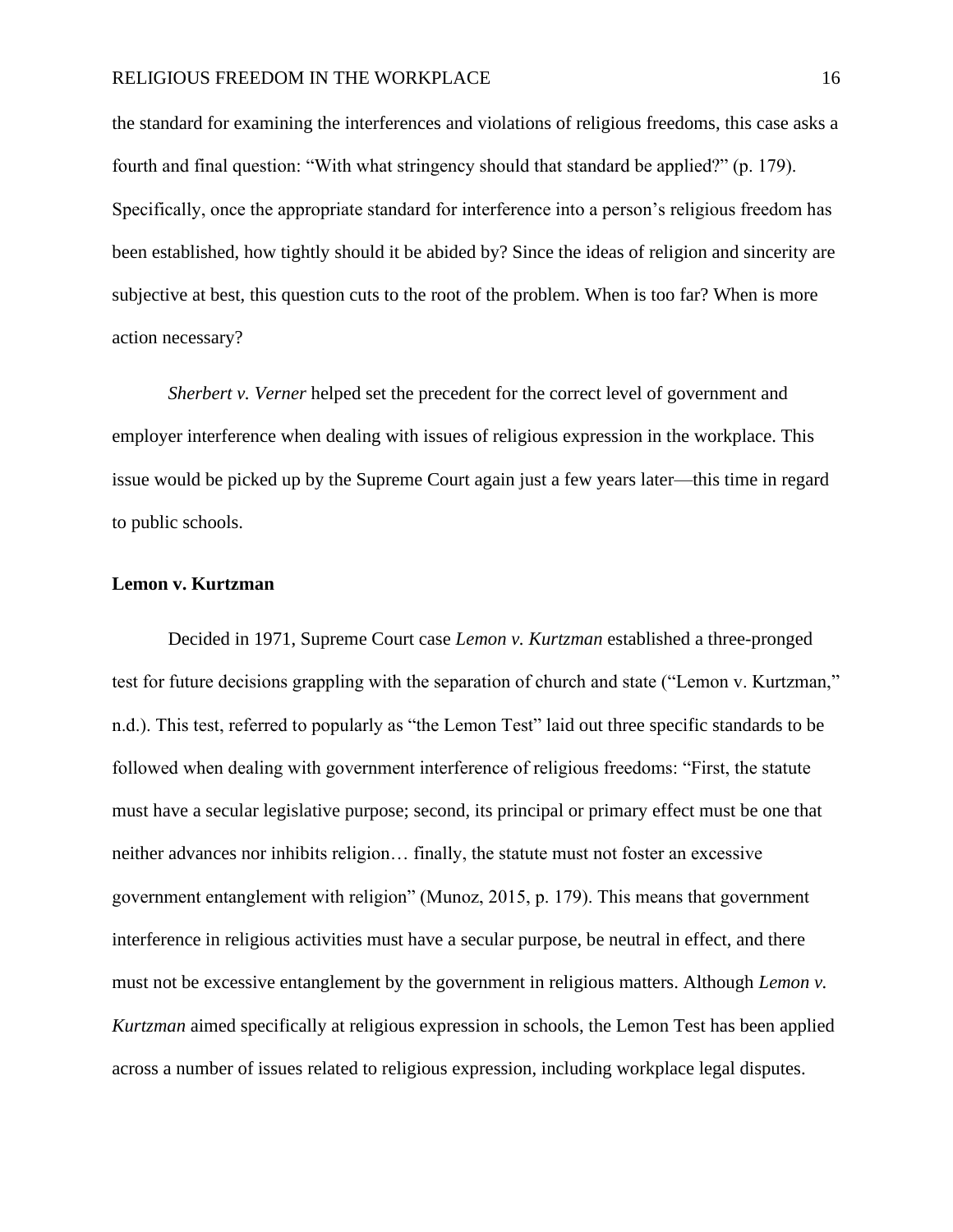the standard for examining the interferences and violations of religious freedoms, this case asks a fourth and final question: "With what stringency should that standard be applied?" (p. 179). Specifically, once the appropriate standard for interference into a person's religious freedom has been established, how tightly should it be abided by? Since the ideas of religion and sincerity are subjective at best, this question cuts to the root of the problem. When is too far? When is more action necessary?

*Sherbert v. Verner* helped set the precedent for the correct level of government and employer interference when dealing with issues of religious expression in the workplace. This issue would be picked up by the Supreme Court again just a few years later—this time in regard to public schools.

**Lemon v. Kurtzman**

Decided in 1971, Supreme Court case *Lemon v. Kurtzman* established a three-pronged test for future decisions grappling with the separation of church and state ("Lemon v. Kurtzman," n.d.). This test, referred to popularly as "the Lemon Test" laid out three specific standards to be followed when dealing with government interference of religious freedoms: "First, the statute must have a secular legislative purpose; second, its principal or primary effect must be one that neither advances nor inhibits religion… finally, the statute must not foster an excessive government entanglement with religion" (Munoz, 2015, p. 179). This means that government interference in religious activities must have a secular purpose, be neutral in effect, and there must not be excessive entanglement by the government in religious matters. Although *Lemon v. Kurtzman* aimed specifically at religious expression in schools, the Lemon Test has been applied across a number of issues related to religious expression, including workplace legal disputes.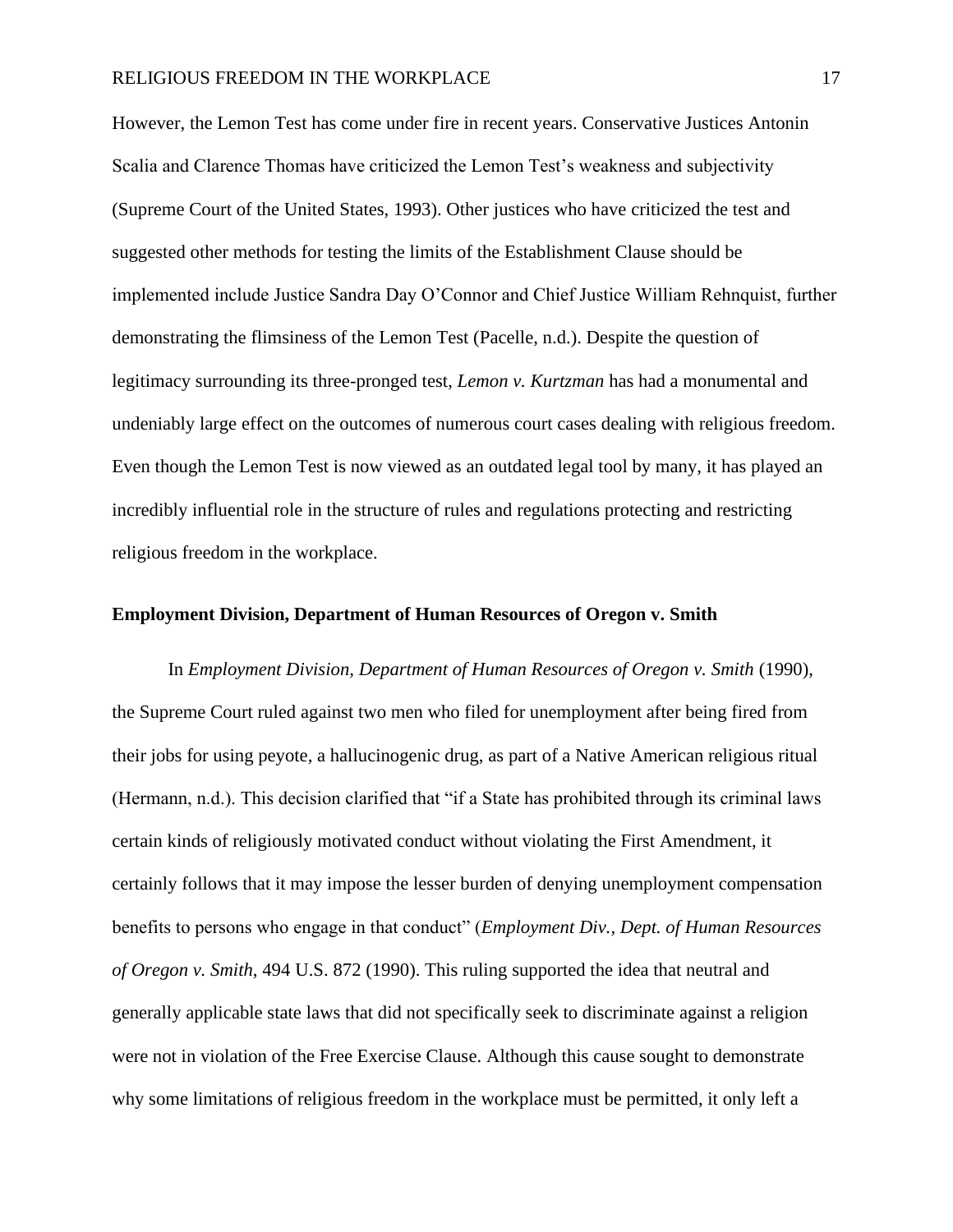However, the Lemon Test has come under fire in recent years. Conservative Justices Antonin Scalia and Clarence Thomas have criticized the Lemon Test's weakness and subjectivity (Supreme Court of the United States, 1993). Other justices who have criticized the test and suggested other methods for testing the limits of the Establishment Clause should be implemented include Justice Sandra Day O'Connor and Chief Justice William Rehnquist, further demonstrating the flimsiness of the Lemon Test (Pacelle, n.d.). Despite the question of legitimacy surrounding its three-pronged test, *Lemon v. Kurtzman* has had a monumental and undeniably large effect on the outcomes of numerous court cases dealing with religious freedom. Even though the Lemon Test is now viewed as an outdated legal tool by many, it has played an incredibly influential role in the structure of rules and regulations protecting and restricting religious freedom in the workplace.

### Employment Division, Department of Human Resources of Oregon v. Smith

In *Employment Division, Department of Human Resources of Oregon v. Smith* (1990), the Supreme Court ruled against two men who filed for unemployment after being fired from their jobs for using peyote, a hallucinogenic drug, as part of a Native American religious ritual (Hermann, n.d.). This decision clarified that "if a State has prohibited through its criminal laws certain kinds of religiously motivated conduct without violating the First Amendment, it certainly follows that it may impose the lesser burden of denying unemployment compensation benefits to persons who engage in that conduct" (*Employment Div., Dept. of Human Resources of Oregon v. Smith*, 494 U.S. 872 (1990). This ruling supported the idea that neutral and generally applicable state laws that did not specifically seek to discriminate against a religion were not in violation of the Free Exercise Clause. Although this cause sought to demonstrate why some limitations of religious freedom in the workplace must be permitted, it only left a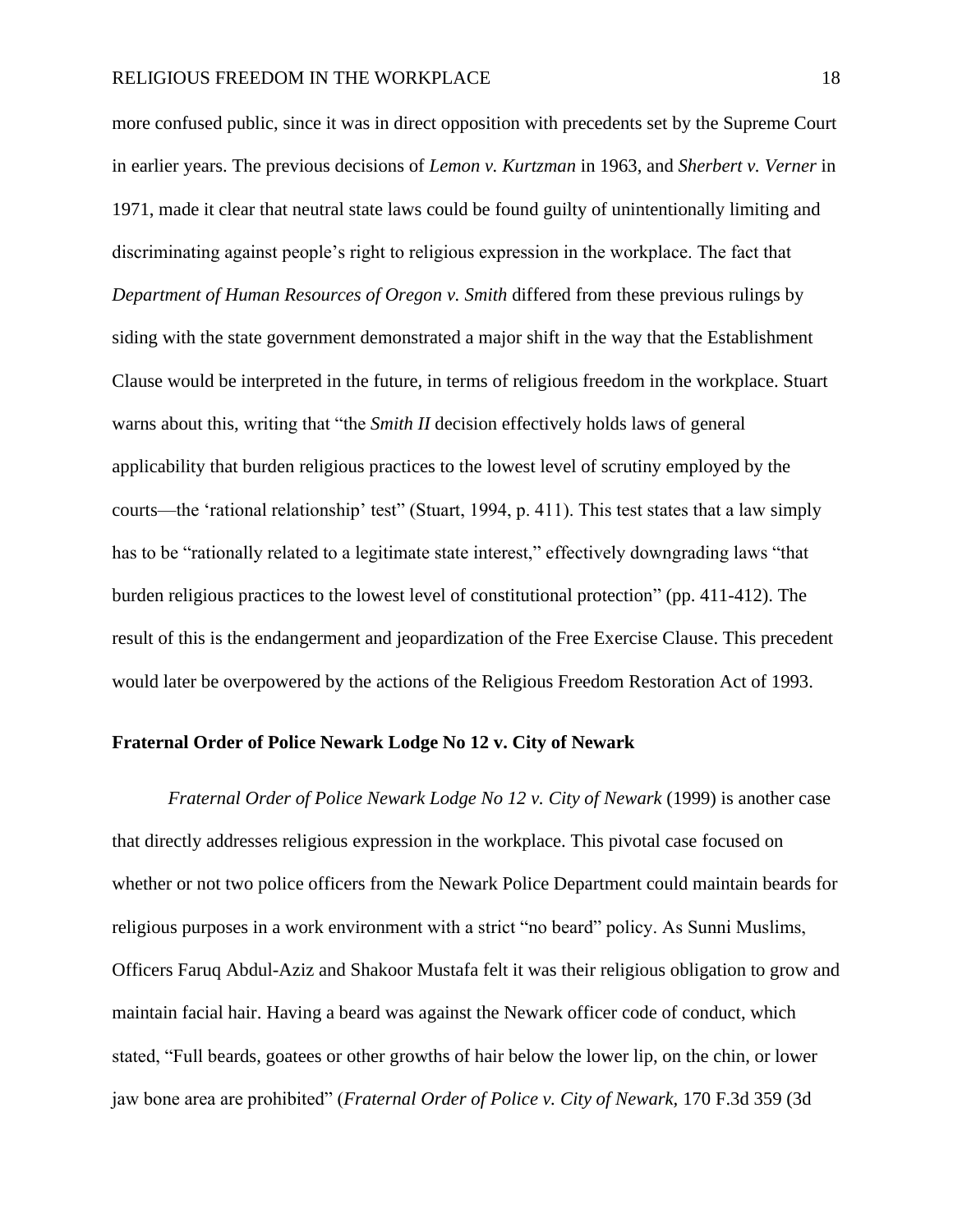more confused public, since it was in direct opposition with precedents set by the Supreme Court in earlier years. The previous decisions of *Lemon v. Kurtzman* in 1963, and *Sherbert v. Verner* in 1971, made it clear that neutral state laws could be found guilty of unintentionally limiting and discriminating against people's right to religious expression in the workplace. The fact that *Department of Human Resources of Oregon v. Smith* differed from these previous rulings by siding with the state government demonstrated a major shift in the way that the Establishment Clause would be interpreted in the future, in terms of religious freedom in the workplace. Stuart warns about this, writing that "the *Smith II* decision effectively holds laws of general applicability that burden religious practices to the lowest level of scrutiny employed by the courts—the 'rational relationship' test" (Stuart, 1994, p. 411). This test states that a law simply has to be "rationally related to a legitimate state interest," effectively downgrading laws "that burden religious practices to the lowest level of constitutional protection" (pp. 411-412). The result of this is the endangerment and jeopardization of the Free Exercise Clause. This precedent would later be overpowered by the actions of the Religious Freedom Restoration Act of 1993.

**Fraternal Order of Police Newark Lodge No 12 v. City of Newark**

*Fraternal Order of Police Newark Lodge No 12 v. City of Newark* (1999) is another case that directly addresses religious expression in the workplace. This pivotal case focused on whether or not two police officers from the Newark Police Department could maintain beards for religious purposes in a work environment with a strict "no beard" policy. As Sunni Muslims, Officers Faruq Abdul-Aziz and Shakoor Mustafa felt it was their religious obligation to grow and maintain facial hair. Having a beard was against the Newark officer code of conduct, which stated, "Full beards, goatees or other growths of hair below the lower lip, on the chin, or lower jaw bone area are prohibited" (*Fraternal Order of Police v. City of Newark,* 170 F.3d 359 (3d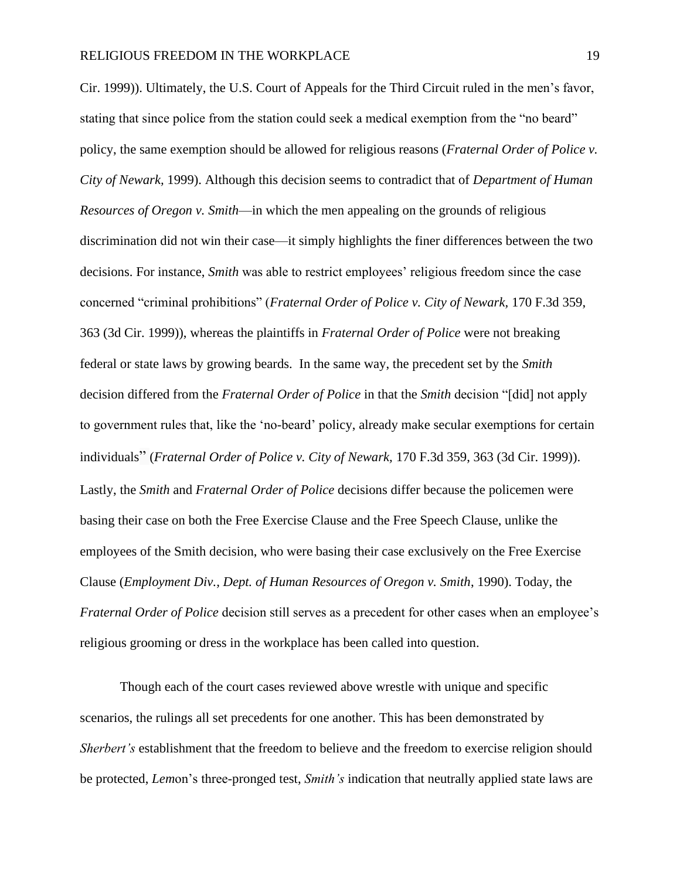Cir. 1999)). Ultimately, the U.S. Court of Appeals for the Third Circuit ruled in the men's favor, stating that since police from the station could seek a medical exemption from the "no beard" policy, the same exemption should be allowed for religious reasons (*Fraternal Order of Police v. City of Newark,* 1999). Although this decision seems to contradict that of *Department of Human Resources of Oregon v. Smith*—in which the men appealing on the grounds of religious discrimination did not win their case—it simply highlights the finer differences between the two decisions. For instance, *Smith* was able to restrict employees' religious freedom since the case concerned "criminal prohibitions" (*Fraternal Order of Police v. City of Newark,* 170 F.3d 359, 363 (3d Cir. 1999)), whereas the plaintiffs in *Fraternal Order of Police* were not breaking federal or state laws by growing beards. In the same way, the precedent set by the *Smith* decision differed from the *Fraternal Order of Police* in that the *Smith* decision "[did] not apply to government rules that, like the 'no-beard' policy, already make secular exemptions for certain individuals" (*Fraternal Order of Police v. City of Newark,* 170 F.3d 359, 363 (3d Cir. 1999)). Lastly, the *Smith* and *Fraternal Order of Police* decisions differ because the policemen were basing their case on both the Free Exercise Clause and the Free Speech Clause, unlike the employees of the Smith decision, who were basing their case exclusively on the Free Exercise Clause (*Employment Div., Dept. of Human Resources of Oregon v. Smith*, 1990). Today, the *Fraternal Order of Police* decision still serves as a precedent for other cases when an employee's religious grooming or dress in the workplace has been called into question.

Though each of the court cases reviewed above wrestle with unique and specific scenarios, the rulings all set precedents for one another. This has been demonstrated by *Sherbert's* establishment that the freedom to believe and the freedom to exercise religion should be protected, *Lem*on's three-pronged test, *Smith's* indication that neutrally applied state laws are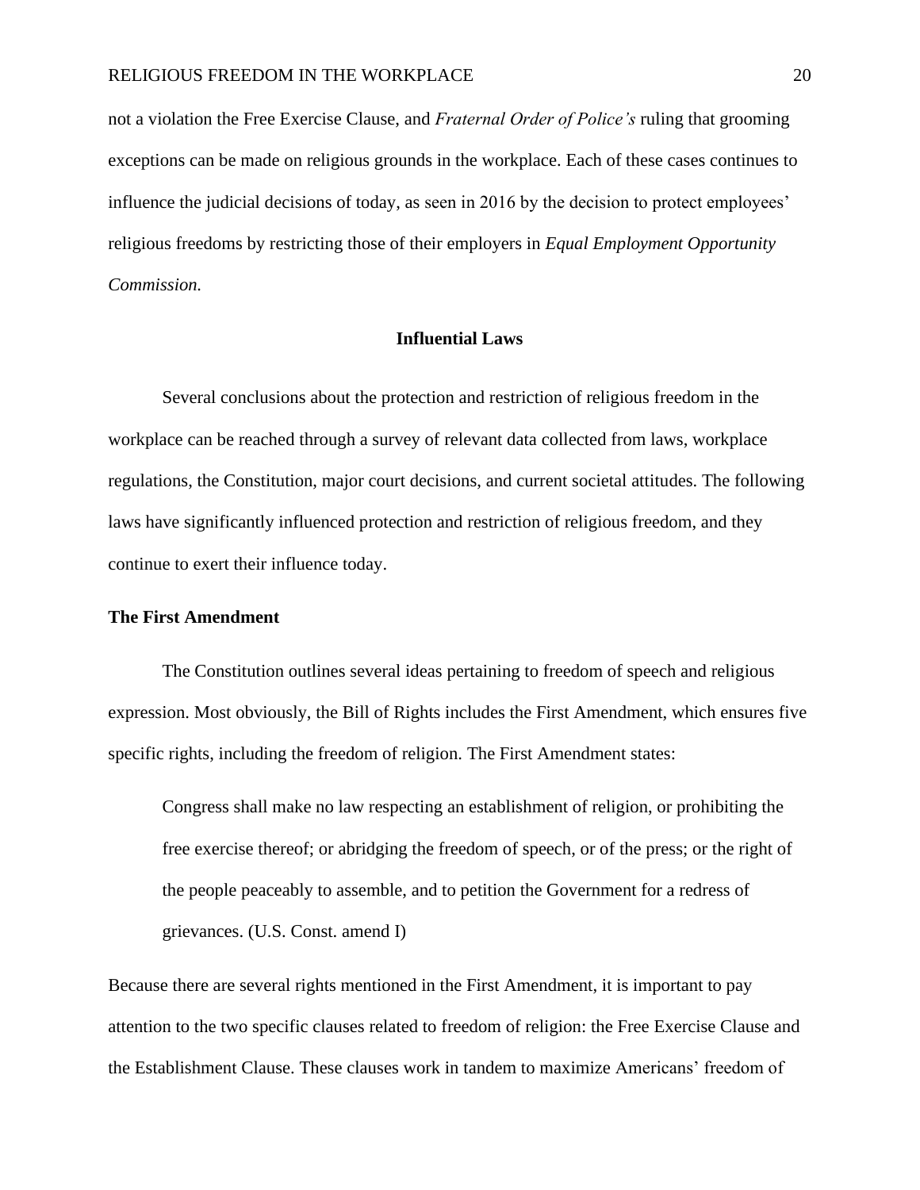not a violation the Free Exercise Clause, and *Fraternal Order of Police's* ruling that grooming exceptions can be made on religious grounds in the workplace. Each of these cases continues to influence the judicial decisions of today, as seen in 2016 by the decision to protect employees' religious freedoms by restricting those of their employers in *Equal Employment Opportunity Commission.*

## Influential Laws

Several conclusions about the protection and restriction of religious freedom in the workplace can be reached through a survey of relevant data collected from laws, workplace regulations, the Constitution, major court decisions, and current societal attitudes. The following laws have significantly influenced protection and restriction of religious freedom, and they continue to exert their influence today.

### The First Amendment

The Constitution outlines several ideas pertaining to freedom of speech and religious expression. Most obviously, the Bill of Rights includes the First Amendment, which ensures five specific rights, including the freedom of religion. The First Amendment states:

> Congress shall make no law respecting an establishment of religion, or prohibiting the free exercise thereof; or abridging the freedom of speech, or of the press; or the right of the people peaceably to assemble, and to petition the Government for a redress of grievances. (U.S. Const. amend I)

Because there are several rights mentioned in the First Amendment, it is important to pay attention to the two specific clauses related to freedom of religion: the Free Exercise Clause and the Establishment Clause. These clauses work in tandem to maximize Americans' freedom of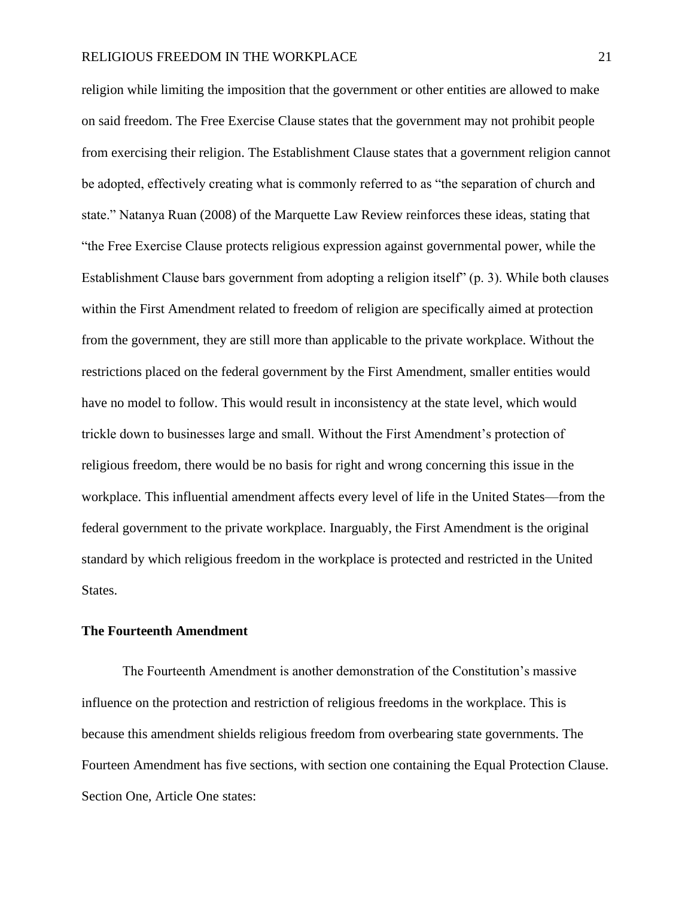religion while limiting the imposition that the government or other entities are allowed to make on said freedom. The Free Exercise Clause states that the government may not prohibit people from exercising their religion. The Establishment Clause states that a government religion cannot be adopted, effectively creating what is commonly referred to as "the separation of church and state." Natanya Ruan (2008) of the Marquette Law Review reinforces these ideas, stating that "the Free Exercise Clause protects religious expression against governmental power, while the Establishment Clause bars government from adopting a religion itself" (p. 3). While both clauses within the First Amendment related to freedom of religion are specifically aimed at protection from the government, they are still more than applicable to the private workplace. Without the restrictions placed on the federal government by the First Amendment, smaller entities would have no model to follow. This would result in inconsistency at the state level, which would trickle down to businesses large and small. Without the First Amendment's protection of religious freedom, there would be no basis for right and wrong concerning this issue in the workplace. This influential amendment affects every level of life in the United States—from the federal government to the private workplace. Inarguably, the First Amendment is the original standard by which religious freedom in the workplace is protected and restricted in the United States.

**The Fourteenth Amendment**

The Fourteenth Amendment is another demonstration of the Constitution's massive influence on the protection and restriction of religious freedoms in the workplace. This is because this amendment shields religious freedom from overbearing state governments. The Fourteen Amendment has five sections, with section one containing the Equal Protection Clause. Section One, Article One states: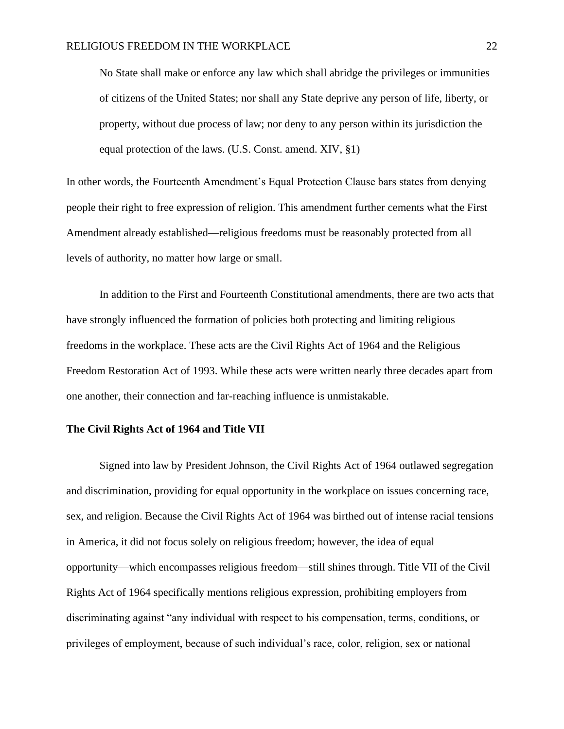> No State shall make or enforce any law which shall abridge the privileges or immunities of citizens of the United States; nor shall any State deprive any person of life, liberty, or property, without due process of law; nor deny to any person within its jurisdiction the equal protection of the laws. (U.S. Const. amend. XIV, §1)

In other words, the Fourteenth Amendment's Equal Protection Clause bars states from denying people their right to free expression of religion. This amendment further cements what the First Amendment already established—religious freedoms must be reasonably protected from all levels of authority, no matter how large or small.

In addition to the First and Fourteenth Constitutional amendments, there are two acts that have strongly influenced the formation of policies both protecting and limiting religious freedoms in the workplace. These acts are the Civil Rights Act of 1964 and the Religious Freedom Restoration Act of 1993. While these acts were written nearly three decades apart from one another, their connection and far-reaching influence is unmistakable.

**The Civil Rights Act of 1964 and Title VII**

Signed into law by President Johnson, the Civil Rights Act of 1964 outlawed segregation and discrimination, providing for equal opportunity in the workplace on issues concerning race, sex, and religion. Because the Civil Rights Act of 1964 was birthed out of intense racial tensions in America, it did not focus solely on religious freedom; however, the idea of equal opportunity—which encompasses religious freedom—still shines through. Title VII of the Civil Rights Act of 1964 specifically mentions religious expression, prohibiting employers from discriminating against "any individual with respect to his compensation, terms, conditions, or privileges of employment, because of such individual's race, color, religion, sex or national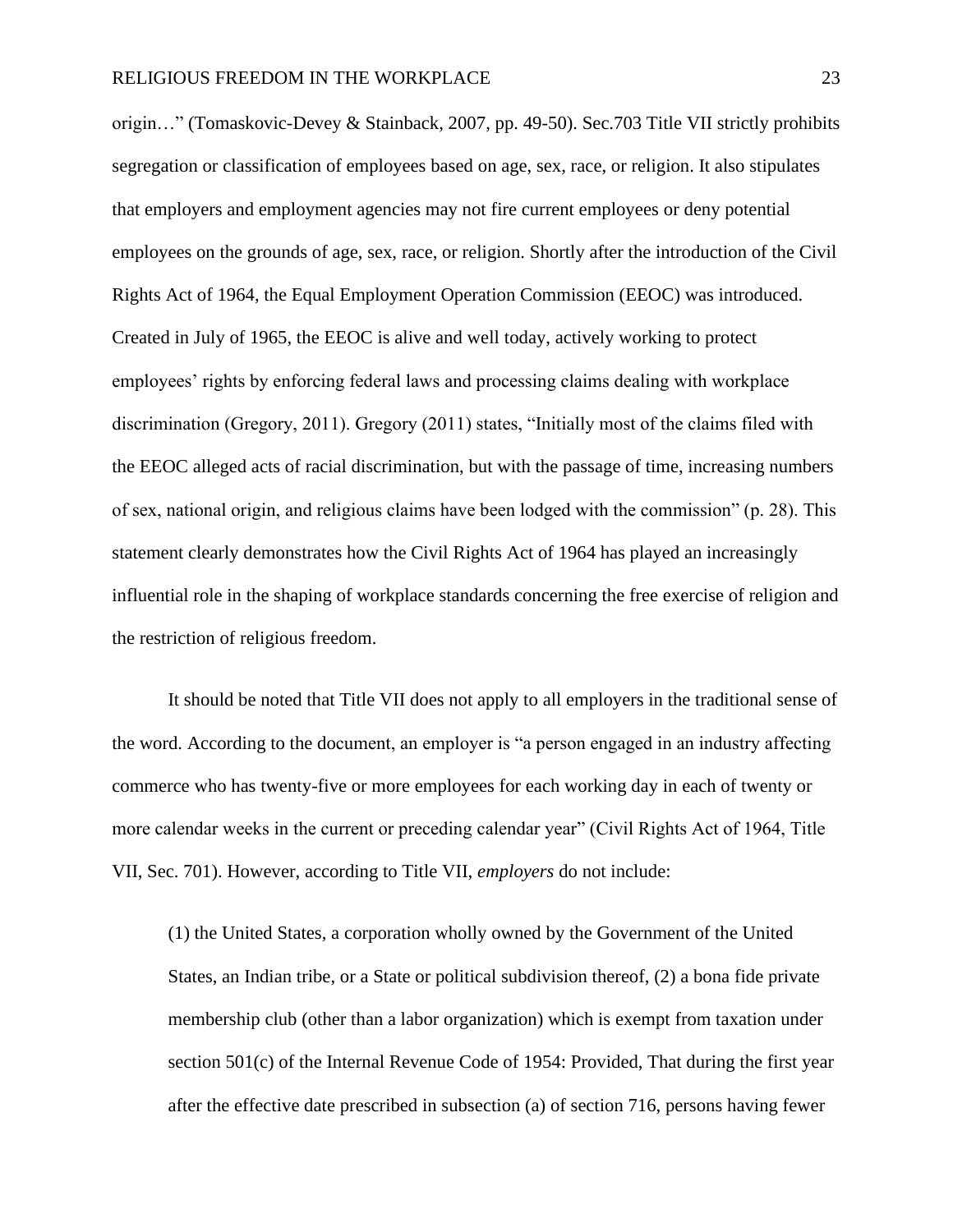origin…" (Tomaskovic-Devey & Stainback, 2007, pp. 49-50). Sec.703 Title VII strictly prohibits segregation or classification of employees based on age, sex, race, or religion. It also stipulates that employers and employment agencies may not fire current employees or deny potential employees on the grounds of age, sex, race, or religion. Shortly after the introduction of the Civil Rights Act of 1964, the Equal Employment Operation Commission (EEOC) was introduced. Created in July of 1965, the EEOC is alive and well today, actively working to protect employees' rights by enforcing federal laws and processing claims dealing with workplace discrimination (Gregory, 2011). Gregory (2011) states, "Initially most of the claims filed with the EEOC alleged acts of racial discrimination, but with the passage of time, increasing numbers of sex, national origin, and religious claims have been lodged with the commission" (p. 28). This statement clearly demonstrates how the Civil Rights Act of 1964 has played an increasingly influential role in the shaping of workplace standards concerning the free exercise of religion and the restriction of religious freedom.

It should be noted that Title VII does not apply to all employers in the traditional sense of the word. According to the document, an employer is "a person engaged in an industry affecting commerce who has twenty-five or more employees for each working day in each of twenty or more calendar weeks in the current or preceding calendar year" (Civil Rights Act of 1964, Title VII, Sec. 701). However, according to Title VII, *employers* do not include:

> (1) the United States, a corporation wholly owned by the Government of the United States, an Indian tribe, or a State or political subdivision thereof, (2) a bona fide private membership club (other than a labor organization) which is exempt from taxation under section 501(c) of the Internal Revenue Code of 1954: Provided, That during the first year after the effective date prescribed in subsection (a) of section 716, persons having fewer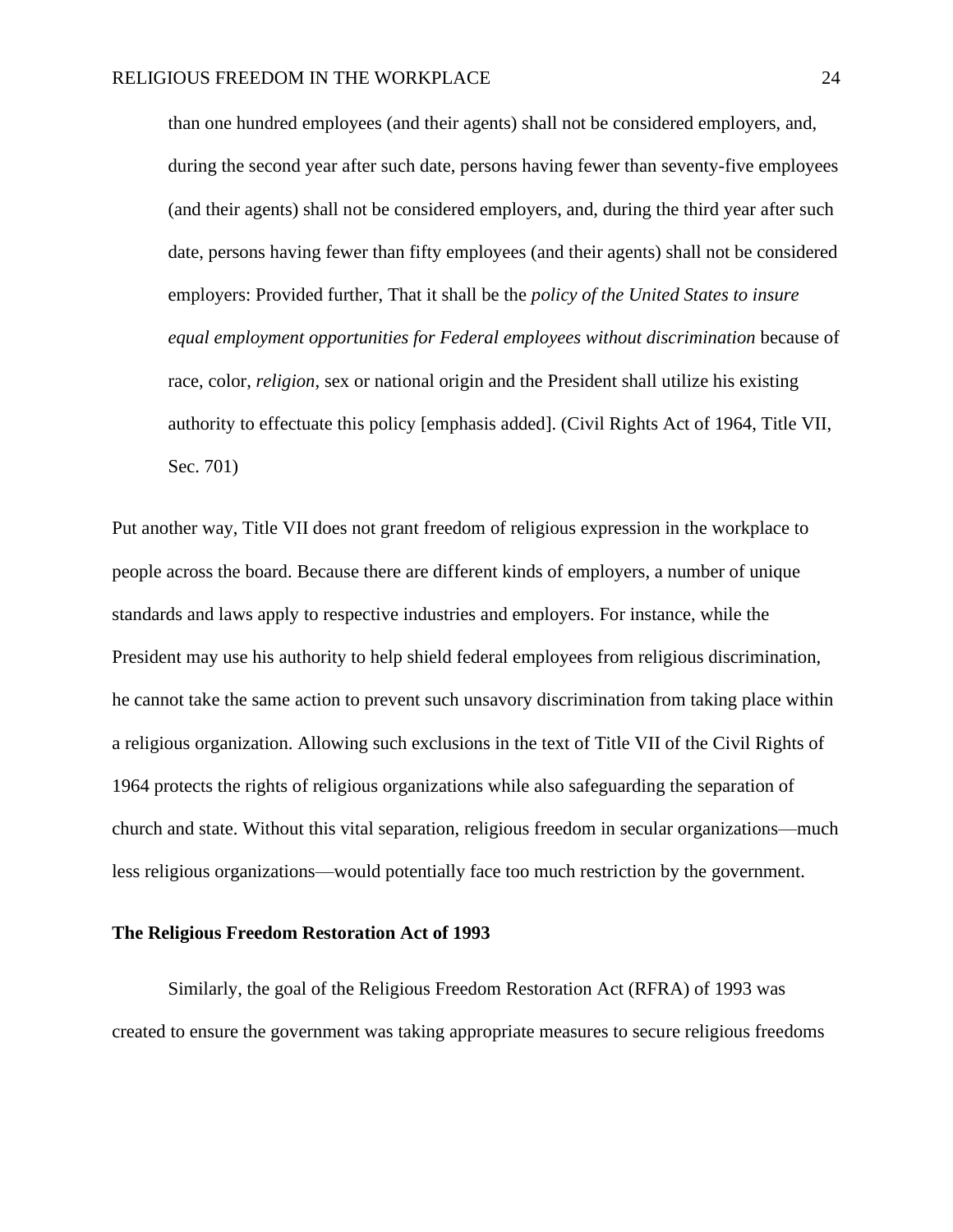> than one hundred employees (and their agents) shall not be considered employers, and, during the second year after such date, persons having fewer than seventy-five employees (and their agents) shall not be considered employers, and, during the third year after such date, persons having fewer than fifty employees (and their agents) shall not be considered employers: Provided further, That it shall be the *policy of the United States to insure equal employment opportunities for Federal employees without discrimination* because of race, color, *religion*, sex or national origin and the President shall utilize his existing authority to effectuate this policy [emphasis added]. (Civil Rights Act of 1964, Title VII, Sec. 701)

Put another way, Title VII does not grant freedom of religious expression in the workplace to people across the board. Because there are different kinds of employers, a number of unique standards and laws apply to respective industries and employers. For instance, while the President may use his authority to help shield federal employees from religious discrimination, he cannot take the same action to prevent such unsavory discrimination from taking place within a religious organization. Allowing such exclusions in the text of Title VII of the Civil Rights of 1964 protects the rights of religious organizations while also safeguarding the separation of church and state. Without this vital separation, religious freedom in secular organizations—much less religious organizations—would potentially face too much restriction by the government.

**The Religious Freedom Restoration Act of 1993**

Similarly, the goal of the Religious Freedom Restoration Act (RFRA) of 1993 was created to ensure the government was taking appropriate measures to secure religious freedoms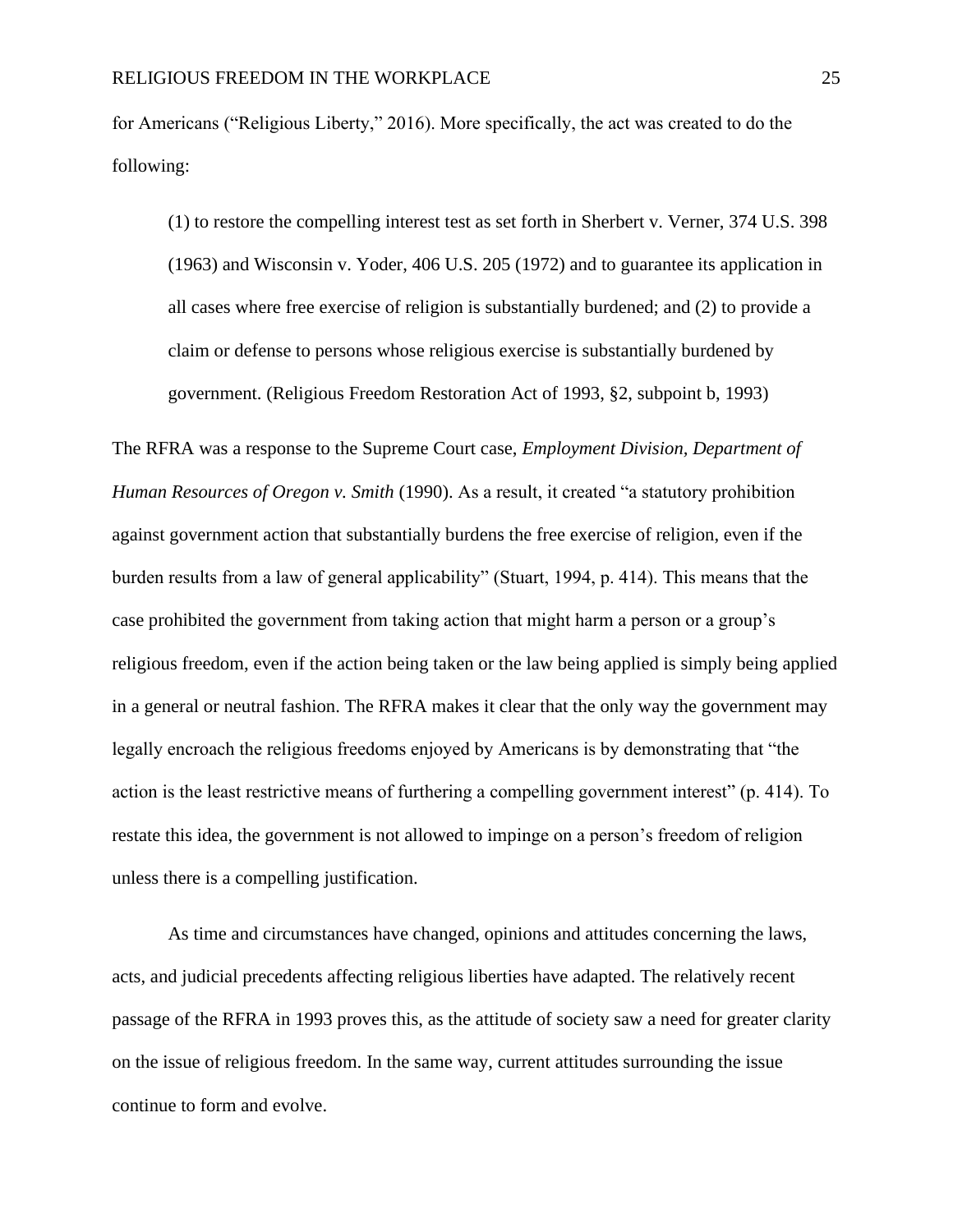for Americans ("Religious Liberty," 2016). More specifically, the act was created to do the following:

> (1) to restore the compelling interest test as set forth in Sherbert v. Verner, 374 U.S. 398 (1963) and Wisconsin v. Yoder, 406 U.S. 205 (1972) and to guarantee its application in all cases where free exercise of religion is substantially burdened; and (2) to provide a claim or defense to persons whose religious exercise is substantially burdened by government. (Religious Freedom Restoration Act of 1993, §2, subpoint b, 1993)

The RFRA was a response to the Supreme Court case, *Employment Division, Department of Human Resources of Oregon v. Smith* (1990). As a result, it created "a statutory prohibition against government action that substantially burdens the free exercise of religion, even if the burden results from a law of general applicability" (Stuart, 1994, p. 414). This means that the case prohibited the government from taking action that might harm a person or a group's religious freedom, even if the action being taken or the law being applied is simply being applied in a general or neutral fashion. The RFRA makes it clear that the only way the government may legally encroach the religious freedoms enjoyed by Americans is by demonstrating that "the action is the least restrictive means of furthering a compelling government interest" (p. 414). To restate this idea, the government is not allowed to impinge on a person's freedom of religion unless there is a compelling justification.

As time and circumstances have changed, opinions and attitudes concerning the laws, acts, and judicial precedents affecting religious liberties have adapted. The relatively recent passage of the RFRA in 1993 proves this, as the attitude of society saw a need for greater clarity on the issue of religious freedom. In the same way, current attitudes surrounding the issue continue to form and evolve.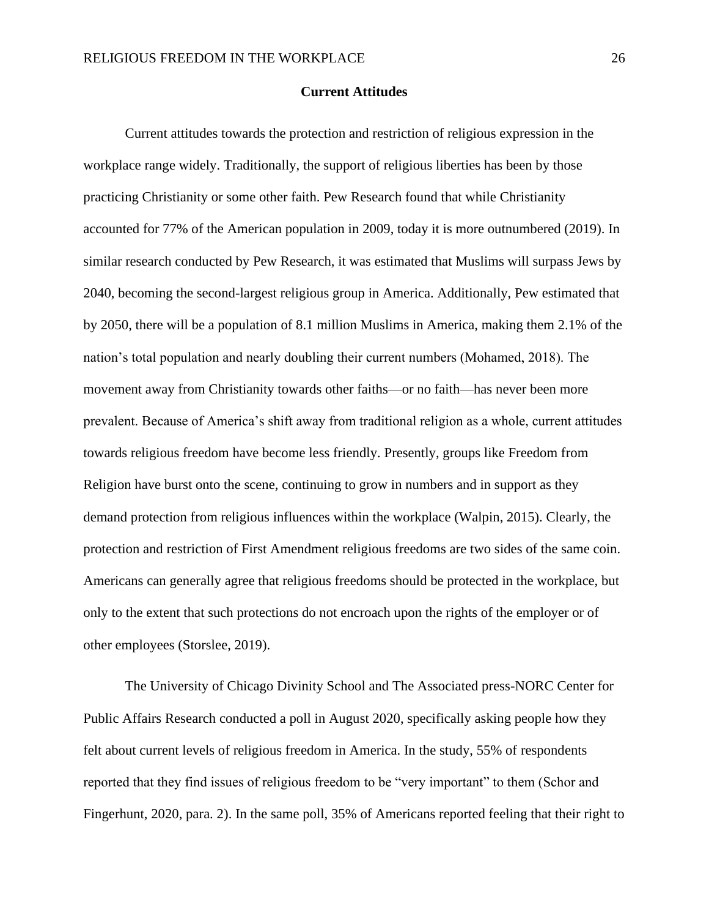## Current Attitudes

Current attitudes towards the protection and restriction of religious expression in the workplace range widely. Traditionally, the support of religious liberties has been by those practicing Christianity or some other faith. Pew Research found that while Christianity accounted for 77% of the American population in 2009, today it is more outnumbered (2019). In similar research conducted by Pew Research, it was estimated that Muslims will surpass Jews by 2040, becoming the second-largest religious group in America. Additionally, Pew estimated that by 2050, there will be a population of 8.1 million Muslims in America, making them 2.1% of the nation's total population and nearly doubling their current numbers (Mohamed, 2018). The movement away from Christianity towards other faiths—or no faith—has never been more prevalent. Because of America's shift away from traditional religion as a whole, current attitudes towards religious freedom have become less friendly. Presently, groups like Freedom from Religion have burst onto the scene, continuing to grow in numbers and in support as they demand protection from religious influences within the workplace (Walpin, 2015). Clearly, the protection and restriction of First Amendment religious freedoms are two sides of the same coin. Americans can generally agree that religious freedoms should be protected in the workplace, but only to the extent that such protections do not encroach upon the rights of the employer or of other employees (Storslee, 2019).

The University of Chicago Divinity School and The Associated press-NORC Center for Public Affairs Research conducted a poll in August 2020, specifically asking people how they felt about current levels of religious freedom in America. In the study, 55% of respondents reported that they find issues of religious freedom to be "very important" to them (Schor and Fingerhunt, 2020, para. 2). In the same poll, 35% of Americans reported feeling that their right to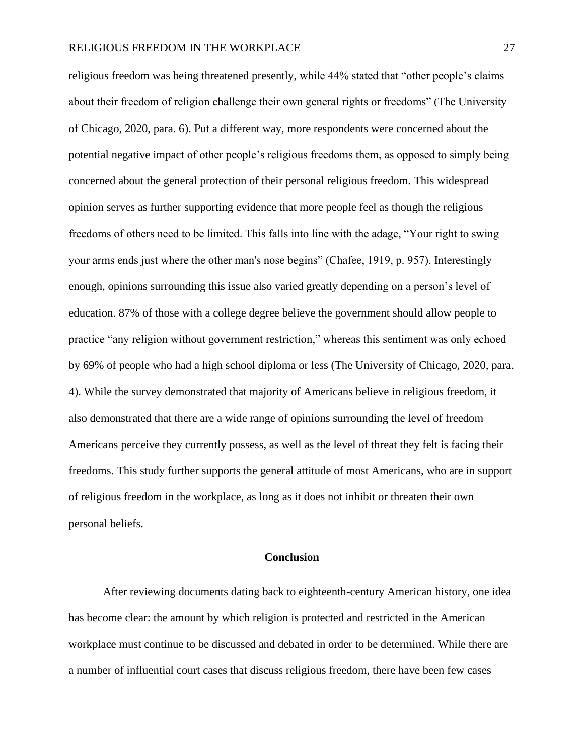religious freedom was being threatened presently, while 44% stated that "other people's claims about their freedom of religion challenge their own general rights or freedoms" (The University of Chicago, 2020, para. 6). Put a different way, more respondents were concerned about the potential negative impact of other people's religious freedoms them, as opposed to simply being concerned about the general protection of their personal religious freedom. This widespread opinion serves as further supporting evidence that more people feel as though the religious freedoms of others need to be limited. This falls into line with the adage, "Your right to swing your arms ends just where the other man's nose begins" (Chafee, 1919, p. 957). Interestingly enough, opinions surrounding this issue also varied greatly depending on a person's level of education. 87% of those with a college degree believe the government should allow people to practice "any religion without government restriction," whereas this sentiment was only echoed by 69% of people who had a high school diploma or less (The University of Chicago, 2020, para. 4). While the survey demonstrated that majority of Americans believe in religious freedom, it also demonstrated that there are a wide range of opinions surrounding the level of freedom Americans perceive they currently possess, as well as the level of threat they felt is facing their freedoms. This study further supports the general attitude of most Americans, who are in support of religious freedom in the workplace, as long as it does not inhibit or threaten their own personal beliefs.

## Conclusion

After reviewing documents dating back to eighteenth-century American history, one idea has become clear: the amount by which religion is protected and restricted in the American workplace must continue to be discussed and debated in order to be determined. While there are a number of influential court cases that discuss religious freedom, there have been few cases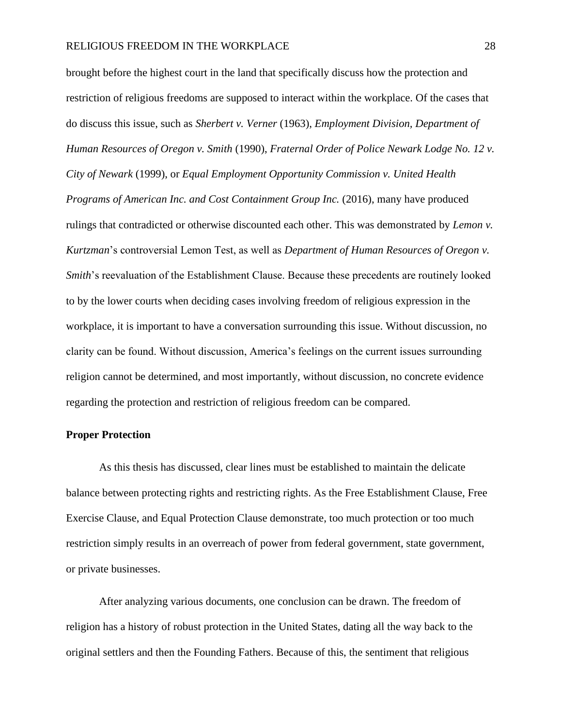brought before the highest court in the land that specifically discuss how the protection and restriction of religious freedoms are supposed to interact within the workplace. Of the cases that do discuss this issue, such as *Sherbert v. Verner* (1963), *Employment Division, Department of Human Resources of Oregon v. Smith* (1990), *Fraternal Order of Police Newark Lodge No. 12 v. City of Newark* (1999), or *Equal Employment Opportunity Commission v. United Health Programs of American Inc. and Cost Containment Group Inc.* (2016), many have produced rulings that contradicted or otherwise discounted each other. This was demonstrated by *Lemon v. Kurtzman*'s controversial Lemon Test, as well as *Department of Human Resources of Oregon v. Smith*'s reevaluation of the Establishment Clause. Because these precedents are routinely looked to by the lower courts when deciding cases involving freedom of religious expression in the workplace, it is important to have a conversation surrounding this issue. Without discussion, no clarity can be found. Without discussion, America's feelings on the current issues surrounding religion cannot be determined, and most importantly, without discussion, no concrete evidence regarding the protection and restriction of religious freedom can be compared.

**Proper Protection**

As this thesis has discussed, clear lines must be established to maintain the delicate balance between protecting rights and restricting rights. As the Free Establishment Clause, Free Exercise Clause, and Equal Protection Clause demonstrate, too much protection or too much restriction simply results in an overreach of power from federal government, state government, or private businesses.

After analyzing various documents, one conclusion can be drawn. The freedom of religion has a history of robust protection in the United States, dating all the way back to the original settlers and then the Founding Fathers. Because of this, the sentiment that religious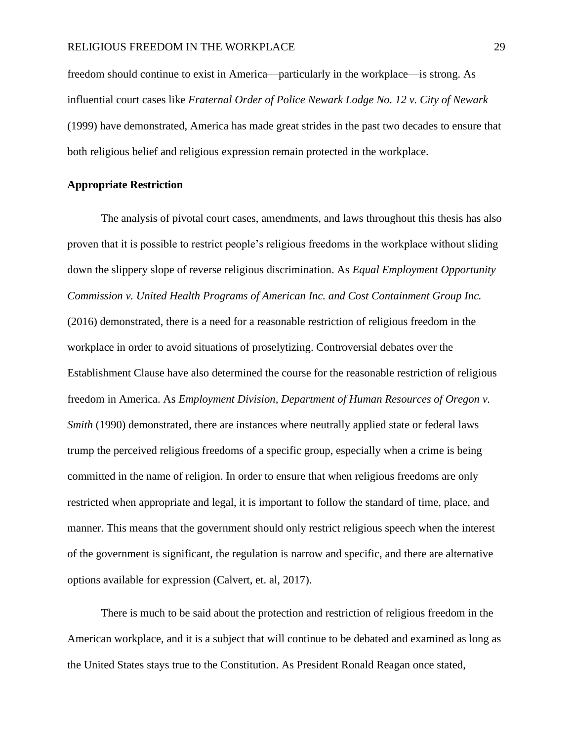freedom should continue to exist in America—particularly in the workplace—is strong. As influential court cases like *Fraternal Order of Police Newark Lodge No. 12 v. City of Newark* (1999) have demonstrated, America has made great strides in the past two decades to ensure that both religious belief and religious expression remain protected in the workplace.

## Appropriate Restriction

The analysis of pivotal court cases, amendments, and laws throughout this thesis has also proven that it is possible to restrict people's religious freedoms in the workplace without sliding down the slippery slope of reverse religious discrimination. As *Equal Employment Opportunity Commission v. United Health Programs of American Inc. and Cost Containment Group Inc.* (2016) demonstrated, there is a need for a reasonable restriction of religious freedom in the workplace in order to avoid situations of proselytizing. Controversial debates over the Establishment Clause have also determined the course for the reasonable restriction of religious freedom in America. As *Employment Division, Department of Human Resources of Oregon v. Smith* (1990) demonstrated, there are instances where neutrally applied state or federal laws trump the perceived religious freedoms of a specific group, especially when a crime is being committed in the name of religion. In order to ensure that when religious freedoms are only restricted when appropriate and legal, it is important to follow the standard of time, place, and manner. This means that the government should only restrict religious speech when the interest of the government is significant, the regulation is narrow and specific, and there are alternative options available for expression (Calvert, et. al, 2017).

There is much to be said about the protection and restriction of religious freedom in the American workplace, and it is a subject that will continue to be debated and examined as long as the United States stays true to the Constitution. As President Ronald Reagan once stated,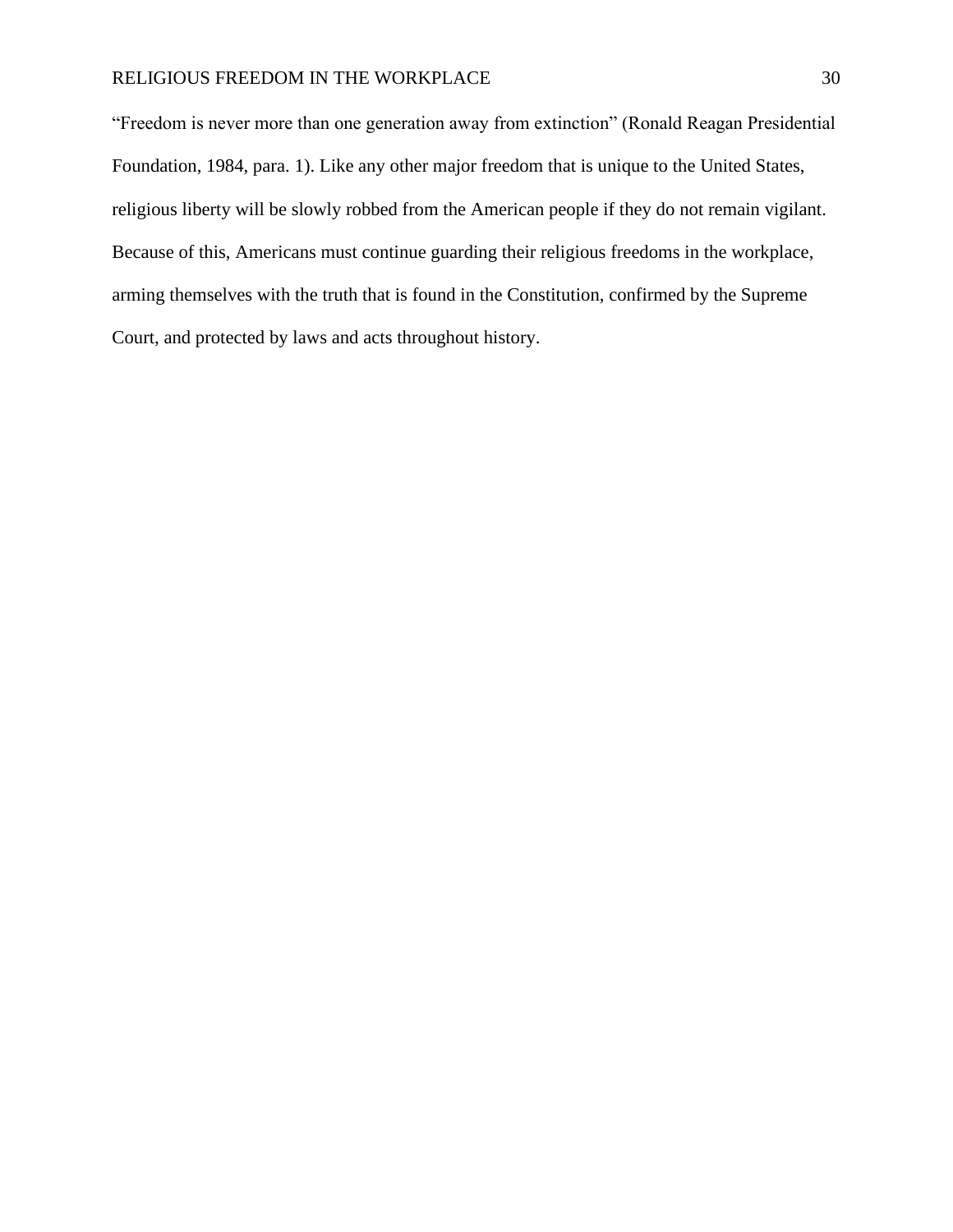“Freedom is never more than one generation away from extinction” (Ronald Reagan Presidential Foundation, 1984, para. 1). Like any other major freedom that is unique to the United States, religious liberty will be slowly robbed from the American people if they do not remain vigilant. Because of this, Americans must continue guarding their religious freedoms in the workplace, arming themselves with the truth that is found in the Constitution, confirmed by the Supreme Court, and protected by laws and acts throughout history.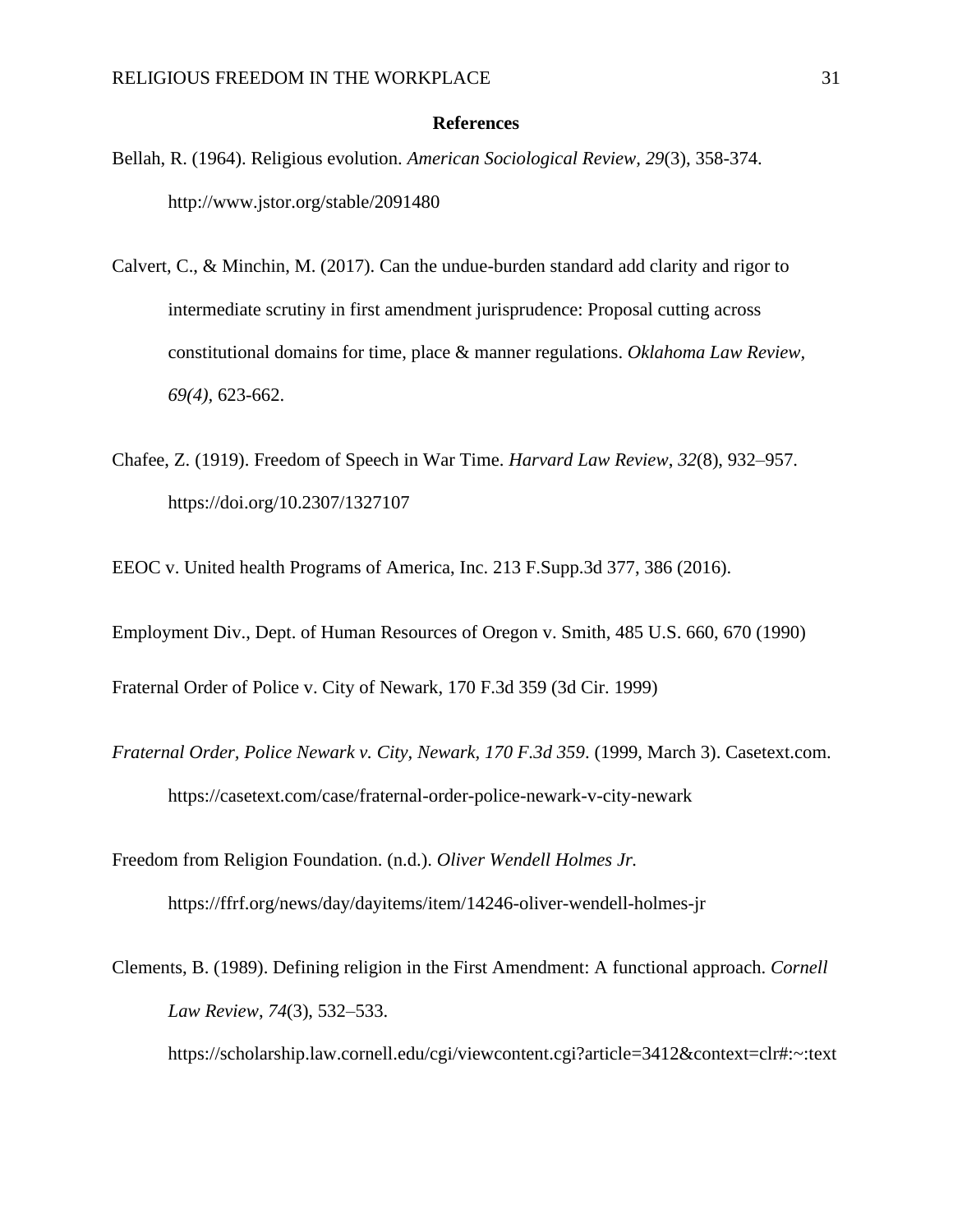**References**

Bellah, R. (1964). Religious evolution. *American Sociological Review, 29*(3), 358-374. http://www.jstor.org/stable/2091480

Calvert, C., & Minchin, M. (2017). Can the undue-burden standard add clarity and rigor to intermediate scrutiny in first amendment jurisprudence: Proposal cutting across constitutional domains for time, place & manner regulations. *Oklahoma Law Review*, *69(4)*, 623-662.

Chafee, Z. (1919). Freedom of Speech in War Time. *Harvard Law Review*, *32*(8), 932–957. https://doi.org/10.2307/1327107

EEOC v. United health Programs of America, Inc. 213 F.Supp.3d 377, 386 (2016).

Employment Div., Dept. of Human Resources of Oregon v. Smith, 485 U.S. 660, 670 (1990)

Fraternal Order of Police v. City of Newark, 170 F.3d 359 (3d Cir. 1999)

*Fraternal Order, Police Newark v. City, Newark, 170 F.3d 359*. (1999, March 3). Casetext.com. https://casetext.com/case/fraternal-order-police-newark-v-city-newark

Freedom from Religion Foundation. (n.d.). *Oliver Wendell Holmes Jr.* https://ffrf.org/news/day/dayitems/item/14246-oliver-wendell-holmes-jr

Clements, B. (1989). Defining religion in the First Amendment: A functional approach. *Cornell Law Review*, *74*(3), 532–533. https://scholarship.law.cornell.edu/cgi/viewcontent.cgi?article=3412&context=clr#:~:text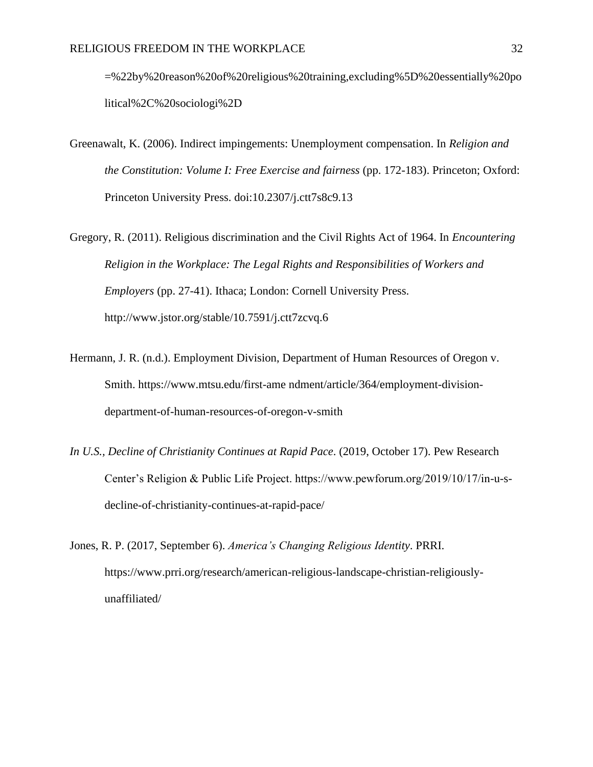=%22by%20reason%20of%20religious%20training,excluding%5D%20essentially%20political%2C%20sociologi%2D

Greenawalt, K. (2006). Indirect impingements: Unemployment compensation. In *Religion and the Constitution: Volume I: Free Exercise and fairness* (pp. 172-183). Princeton; Oxford: Princeton University Press. doi:10.2307/j.ctt7s8c9.13

Gregory, R. (2011). Religious discrimination and the Civil Rights Act of 1964. In *Encountering Religion in the Workplace: The Legal Rights and Responsibilities of Workers and Employers* (pp. 27-41). Ithaca; London: Cornell University Press. http://www.jstor.org/stable/10.7591/j.ctt7zcvq.6

Hermann, J. R. (n.d.). Employment Division, Department of Human Resources of Oregon v. Smith. https://www.mtsu.edu/first-ame ndment/article/364/employment-division-department-of-human-resources-of-oregon-v-smith

*In U.S., Decline of Christianity Continues at Rapid Pace*. (2019, October 17). Pew Research Center's Religion & Public Life Project. https://www.pewforum.org/2019/10/17/in-u-s-decline-of-christianity-continues-at-rapid-pace/

Jones, R. P. (2017, September 6). *America's Changing Religious Identity*. PRRI. https://www.prri.org/research/american-religious-landscape-christian-religiously-unaffiliated/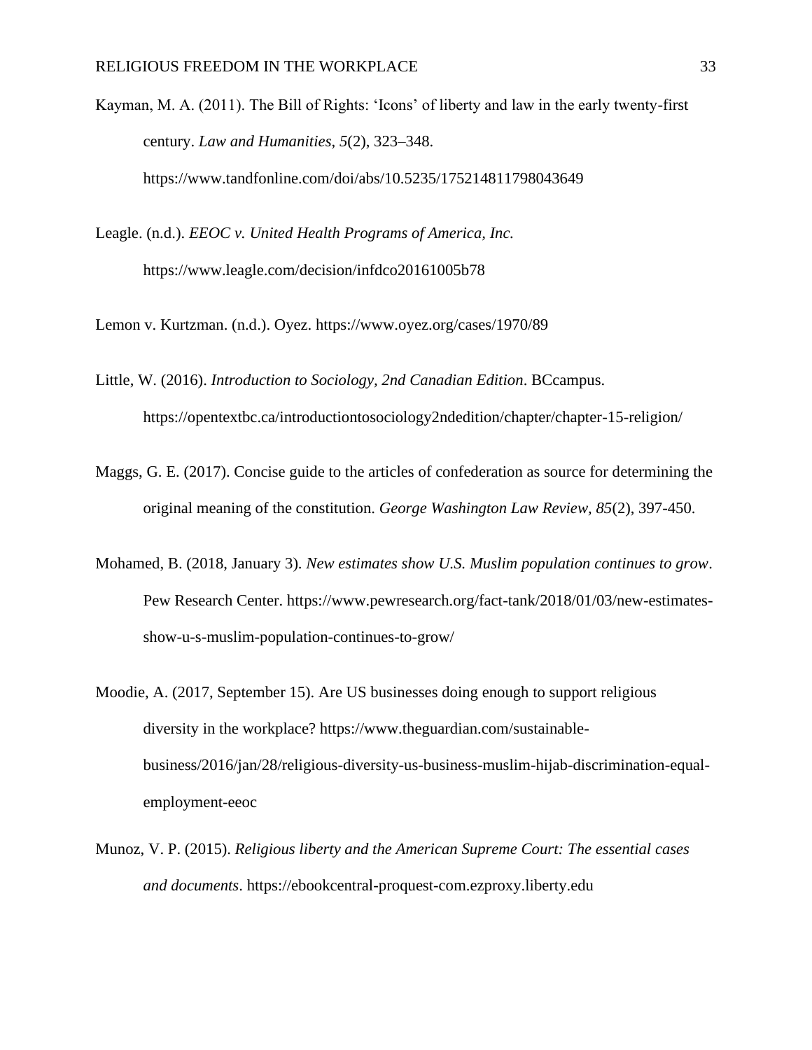Kayman, M. A. (2011). The Bill of Rights: 'Icons' of liberty and law in the early twenty-first century. *Law and Humanities*, *5*(2), 323–348. https://www.tandfonline.com/doi/abs/10.5235/175214811798043649

Leagle. (n.d.). *EEOC v. United Health Programs of America, Inc.* https://www.leagle.com/decision/infdco20161005b78

Lemon v. Kurtzman. (n.d.). Oyez. https://www.oyez.org/cases/1970/89

Little, W. (2016). *Introduction to Sociology, 2nd Canadian Edition*. BCcampus. https://opentextbc.ca/introductiontosociology2ndedition/chapter/chapter-15-religion/

Maggs, G. E. (2017). Concise guide to the articles of confederation as source for determining the original meaning of the constitution. *George Washington Law Review, 85*(2), 397-450.

Mohamed, B. (2018, January 3). *New estimates show U.S. Muslim population continues to grow*. Pew Research Center. https://www.pewresearch.org/fact-tank/2018/01/03/new-estimates-show-u-s-muslim-population-continues-to-grow/

Moodie, A. (2017, September 15). Are US businesses doing enough to support religious diversity in the workplace? https://www.theguardian.com/sustainable-business/2016/jan/28/religious-diversity-us-business-muslim-hijab-discrimination-equal-employment-eeoc

Munoz, V. P. (2015). *Religious liberty and the American Supreme Court: The essential cases and documents*. https://ebookcentral-proquest-com.ezproxy.liberty.edu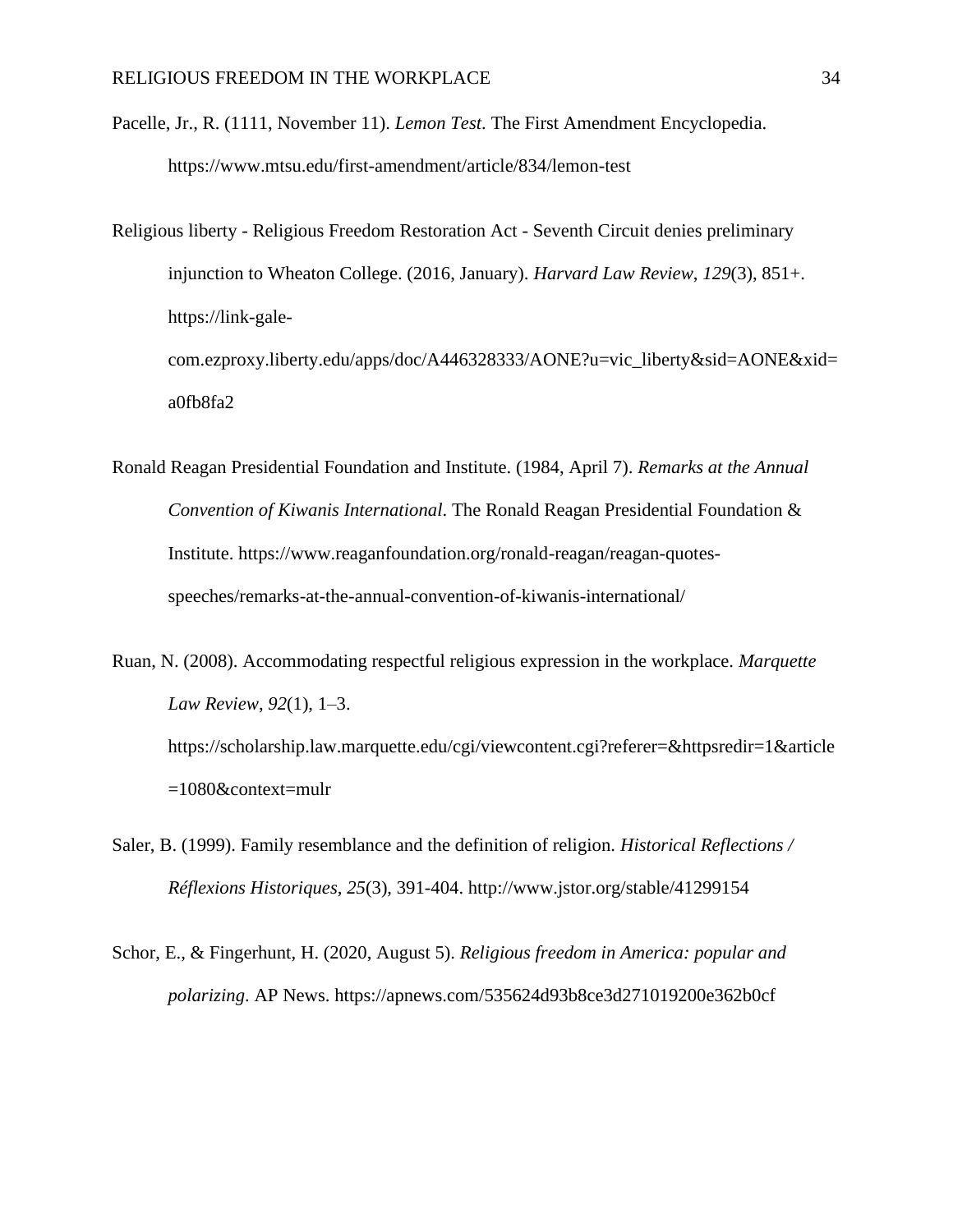Pacelle, Jr., R. (1111, November 11). *Lemon Test*. The First Amendment Encyclopedia. https://www.mtsu.edu/first-amendment/article/834/lemon-test

Religious liberty - Religious Freedom Restoration Act - Seventh Circuit denies preliminary injunction to Wheaton College. (2016, January). *Harvard Law Review*, *129*(3), 851+. https://link-gale-com.ezproxy.liberty.edu/apps/doc/A446328333/AONE?u=vic_liberty&sid=AONE&xid=a0fb8fa2

Ronald Reagan Presidential Foundation and Institute. (1984, April 7). *Remarks at the Annual Convention of Kiwanis International*. The Ronald Reagan Presidential Foundation & Institute. https://www.reaganfoundation.org/ronald-reagan/reagan-quotes-speeches/remarks-at-the-annual-convention-of-kiwanis-international/

Ruan, N. (2008). Accommodating respectful religious expression in the workplace. *Marquette Law Review*, *92*(1), 1–3. https://scholarship.law.marquette.edu/cgi/viewcontent.cgi?referer=&httpsredir=1&article=1080&context=mulr

Saler, B. (1999). Family resemblance and the definition of religion. *Historical Reflections / Réflexions Historiques*, *25*(3), 391-404. http://www.jstor.org/stable/41299154

Schor, E., & Fingerhunt, H. (2020, August 5). *Religious freedom in America: popular and polarizing*. AP News. https://apnews.com/535624d93b8ce3d271019200e362b0cf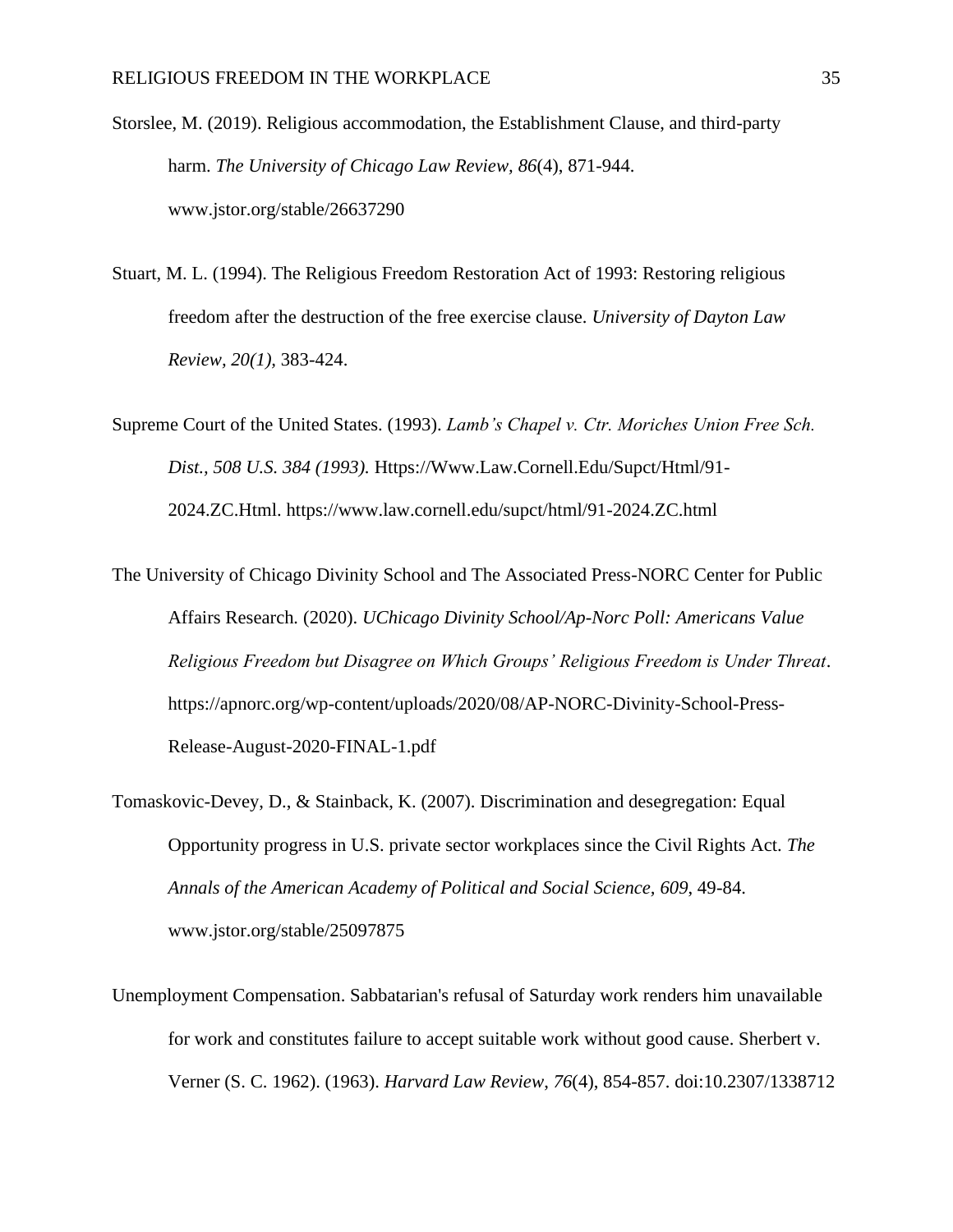Storslee, M. (2019). Religious accommodation, the Establishment Clause, and third-party harm. *The University of Chicago Law Review, 86*(4), 871-944. www.jstor.org/stable/26637290

Stuart, M. L. (1994). The Religious Freedom Restoration Act of 1993: Restoring religious freedom after the destruction of the free exercise clause. *University of Dayton Law Review, 20(1),* 383-424.

Supreme Court of the United States. (1993). *Lamb's Chapel v. Ctr. Moriches Union Free Sch. Dist., 508 U.S. 384 (1993).* Https://Www.Law.Cornell.Edu/Supct/Html/91-2024.ZC.Html. https://www.law.cornell.edu/supct/html/91-2024.ZC.html

The University of Chicago Divinity School and The Associated Press-NORC Center for Public Affairs Research. (2020). *UChicago Divinity School/Ap-Norc Poll: Americans Value Religious Freedom but Disagree on Which Groups' Religious Freedom is Under Threat*. https://apnorc.org/wp-content/uploads/2020/08/AP-NORC-Divinity-School-Press-Release-August-2020-FINAL-1.pdf

Tomaskovic-Devey, D., & Stainback, K. (2007). Discrimination and desegregation: Equal Opportunity progress in U.S. private sector workplaces since the Civil Rights Act. *The Annals of the American Academy of Political and Social Science, 609,* 49-84. www.jstor.org/stable/25097875

Unemployment Compensation. Sabbatarian's refusal of Saturday work renders him unavailable for work and constitutes failure to accept suitable work without good cause. Sherbert v. Verner (S. C. 1962). (1963). *Harvard Law Review*, *76*(4), 854-857. doi:10.2307/1338712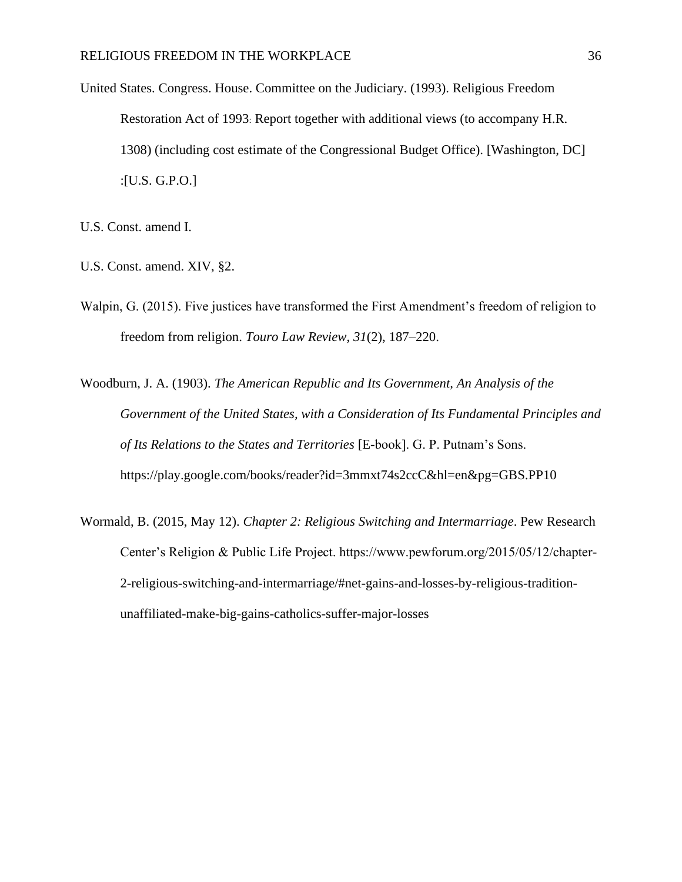United States. Congress. House. Committee on the Judiciary. (1993). Religious Freedom Restoration Act of 1993: Report together with additional views (to accompany H.R. 1308) (including cost estimate of the Congressional Budget Office). [Washington, DC] :[U.S. G.P.O.]

U.S. Const. amend I.

U.S. Const. amend. XIV, §2.

Walpin, G. (2015). Five justices have transformed the First Amendment's freedom of religion to freedom from religion. *Touro Law Review*, *31*(2), 187–220.

Woodburn, J. A. (1903). *The American Republic and Its Government, An Analysis of the Government of the United States, with a Consideration of Its Fundamental Principles and of Its Relations to the States and Territories* [E-book]. G. P. Putnam's Sons. https://play.google.com/books/reader?id=3mmxt74s2ccC&hl=en&pg=GBS.PP10

Wormald, B. (2015, May 12). *Chapter 2: Religious Switching and Intermarriage*. Pew Research Center's Religion & Public Life Project. https://www.pewforum.org/2015/05/12/chapter-2-religious-switching-and-intermarriage/#net-gains-and-losses-by-religious-tradition-unaffiliated-make-big-gains-catholics-suffer-major-losses